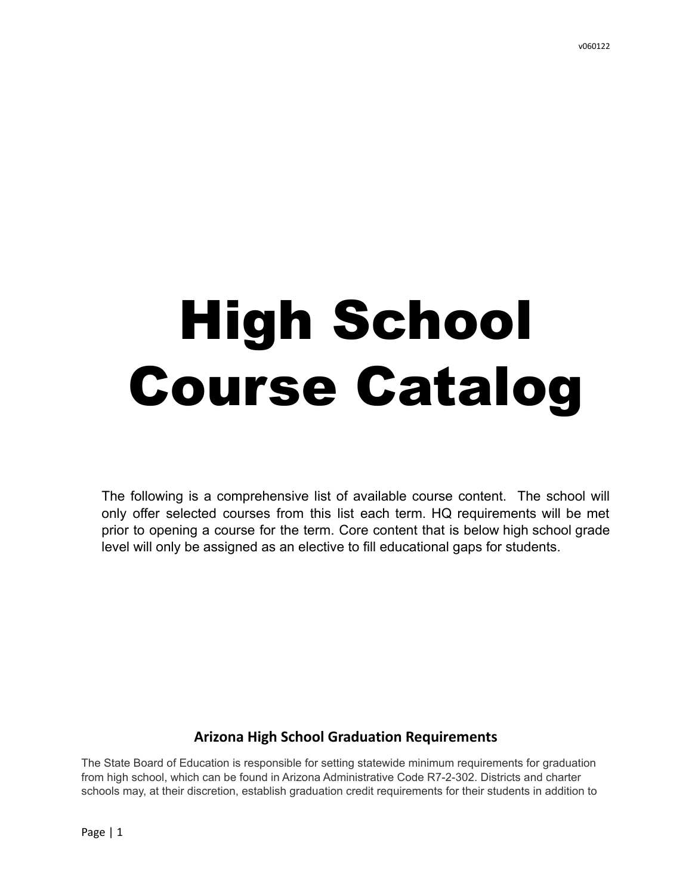v060122

# High School Course Catalog

The following is a comprehensive list of available course content. The school will only offer selected courses from this list each term. HQ requirements will be met prior to opening a course for the term. Core content that is below high school grade level will only be assigned as an elective to fill educational gaps for students.

## Arizona High School Graduation Requirements

The State Board of Education is responsible for setting statewide minimum requirements for graduation from high school, which can be found in Arizona Administrative Code R7-2-302. Districts and charter schools may, at their discretion, establish graduation credit requirements for their students in addition to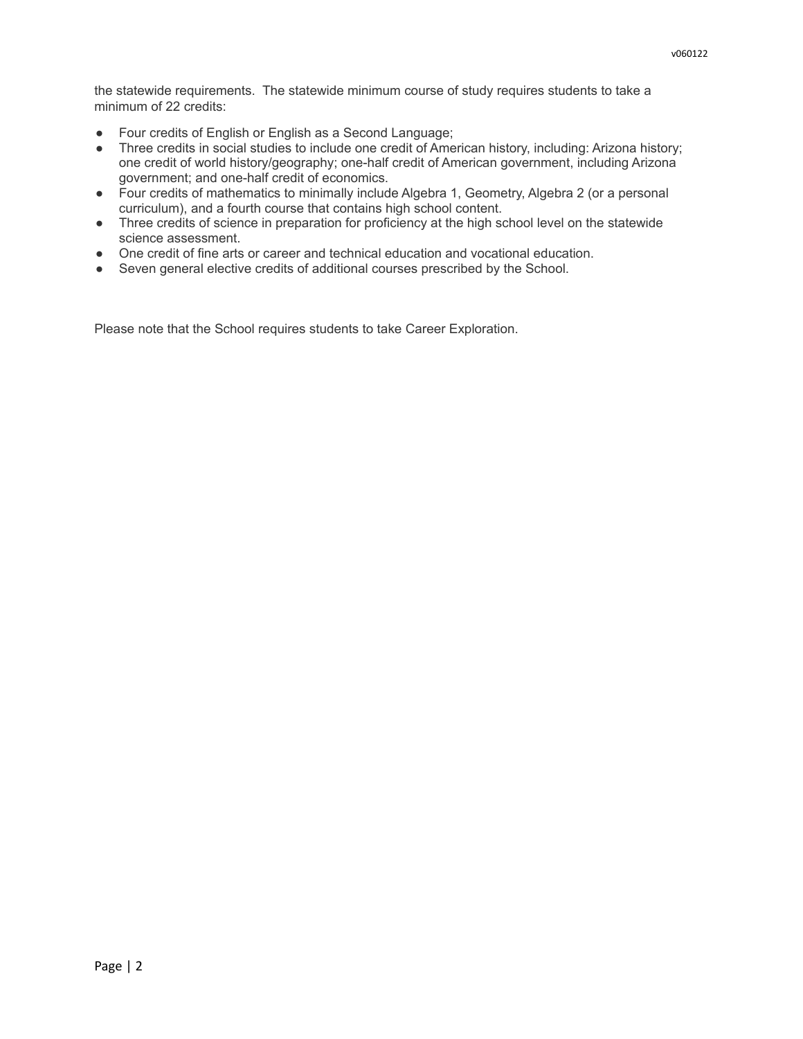the statewide requirements. The statewide minimum course of study requires students to take a minimum of 22 credits:

- Four credits of English or English as a Second Language;
- Three credits in social studies to include one credit of American history, including: Arizona history; one credit of world history/geography; one-half credit of American government, including Arizona government; and one-half credit of economics.
- Four credits of mathematics to minimally include Algebra 1, Geometry, Algebra 2 (or a personal curriculum), and a fourth course that contains high school content.
- Three credits of science in preparation for proficiency at the high school level on the statewide science assessment.
- One credit of fine arts or career and technical education and vocational education.
- Seven general elective credits of additional courses prescribed by the School.

Please note that the School requires students to take Career Exploration.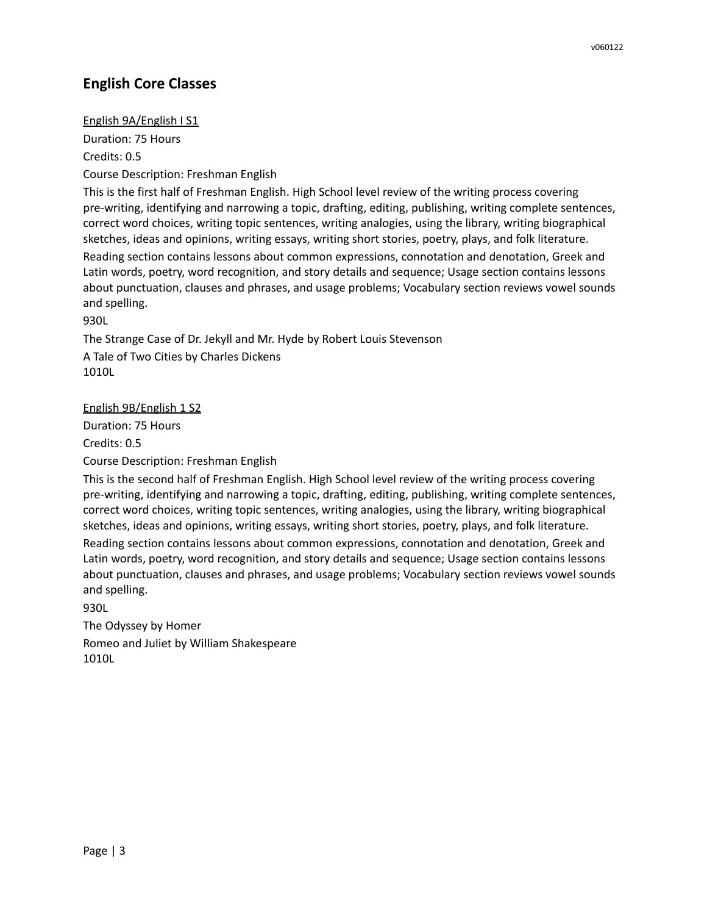## English Core Classes

<u>English 9A/English I S1</u>

Duration: 75 Hours

Credits: 0.5

Course Description: Freshman English

This is the first half of Freshman English. High School level review of the writing process covering pre-writing, identifying and narrowing a topic, drafting, editing, publishing, writing complete sentences, correct word choices, writing topic sentences, writing analogies, using the library, writing biographical sketches, ideas and opinions, writing essays, writing short stories, poetry, plays, and folk literature.

Reading section contains lessons about common expressions, connotation and denotation, Greek and Latin words, poetry, word recognition, and story details and sequence; Usage section contains lessons about punctuation, clauses and phrases, and usage problems; Vocabulary section reviews vowel sounds and spelling.

930L

The Strange Case of Dr. Jekyll and Mr. Hyde by Robert Louis Stevenson

A Tale of Two Cities by Charles Dickens

1010L

<u>English 9B/English 1 S2</u>

Duration: 75 Hours

Credits: 0.5

Course Description: Freshman English

This is the second half of Freshman English. High School level review of the writing process covering pre-writing, identifying and narrowing a topic, drafting, editing, publishing, writing complete sentences, correct word choices, writing topic sentences, writing analogies, using the library, writing biographical sketches, ideas and opinions, writing essays, writing short stories, poetry, plays, and folk literature.

Reading section contains lessons about common expressions, connotation and denotation, Greek and Latin words, poetry, word recognition, and story details and sequence; Usage section contains lessons about punctuation, clauses and phrases, and usage problems; Vocabulary section reviews vowel sounds and spelling.

930L

The Odyssey by Homer

Romeo and Juliet by William Shakespeare

1010L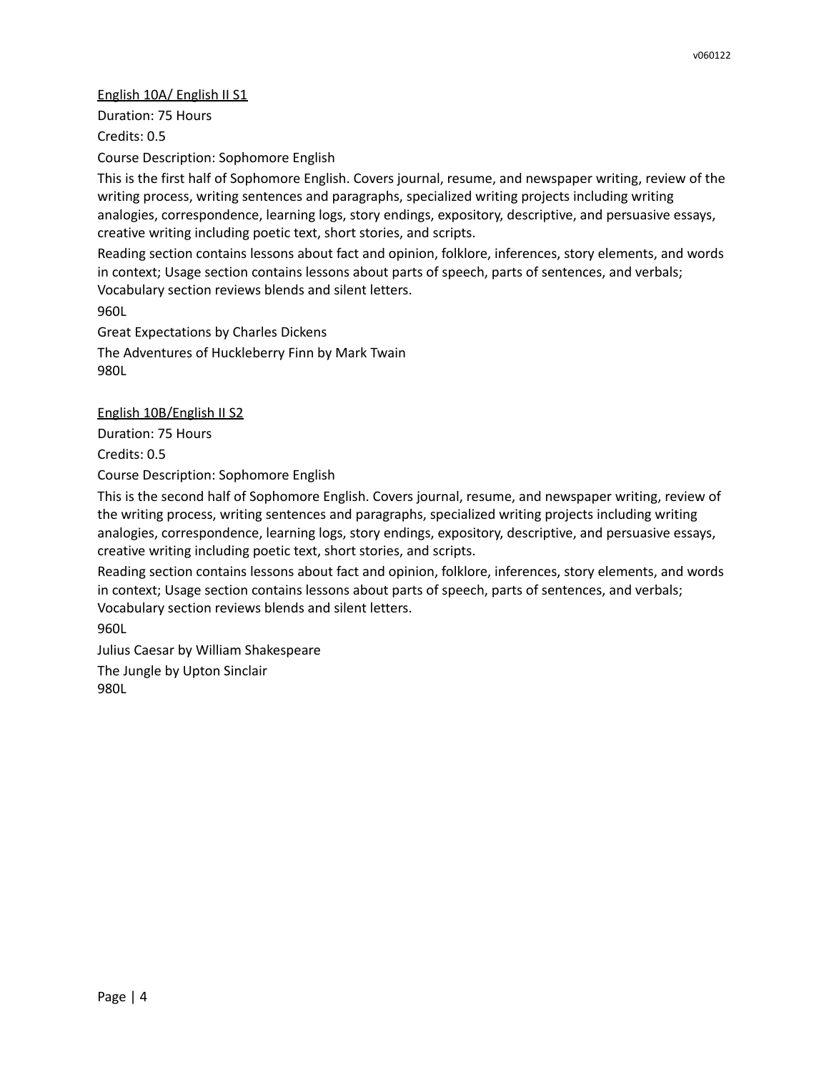## English 10A/ English II S1

Duration: 75 Hours

Credits: 0.5

Course Description: Sophomore English

This is the first half of Sophomore English. Covers journal, resume, and newspaper writing, review of the writing process, writing sentences and paragraphs, specialized writing projects including writing analogies, correspondence, learning logs, story endings, expository, descriptive, and persuasive essays, creative writing including poetic text, short stories, and scripts.

Reading section contains lessons about fact and opinion, folklore, inferences, story elements, and words in context; Usage section contains lessons about parts of speech, parts of sentences, and verbals; Vocabulary section reviews blends and silent letters.

960L

Great Expectations by Charles Dickens

The Adventures of Huckleberry Finn by Mark Twain
980L

## English 10B/English II S2

Duration: 75 Hours

Credits: 0.5

Course Description: Sophomore English

This is the second half of Sophomore English. Covers journal, resume, and newspaper writing, review of the writing process, writing sentences and paragraphs, specialized writing projects including writing analogies, correspondence, learning logs, story endings, expository, descriptive, and persuasive essays, creative writing including poetic text, short stories, and scripts.

Reading section contains lessons about fact and opinion, folklore, inferences, story elements, and words in context; Usage section contains lessons about parts of speech, parts of sentences, and verbals; Vocabulary section reviews blends and silent letters.

960L

Julius Caesar by William Shakespeare

The Jungle by Upton Sinclair
980L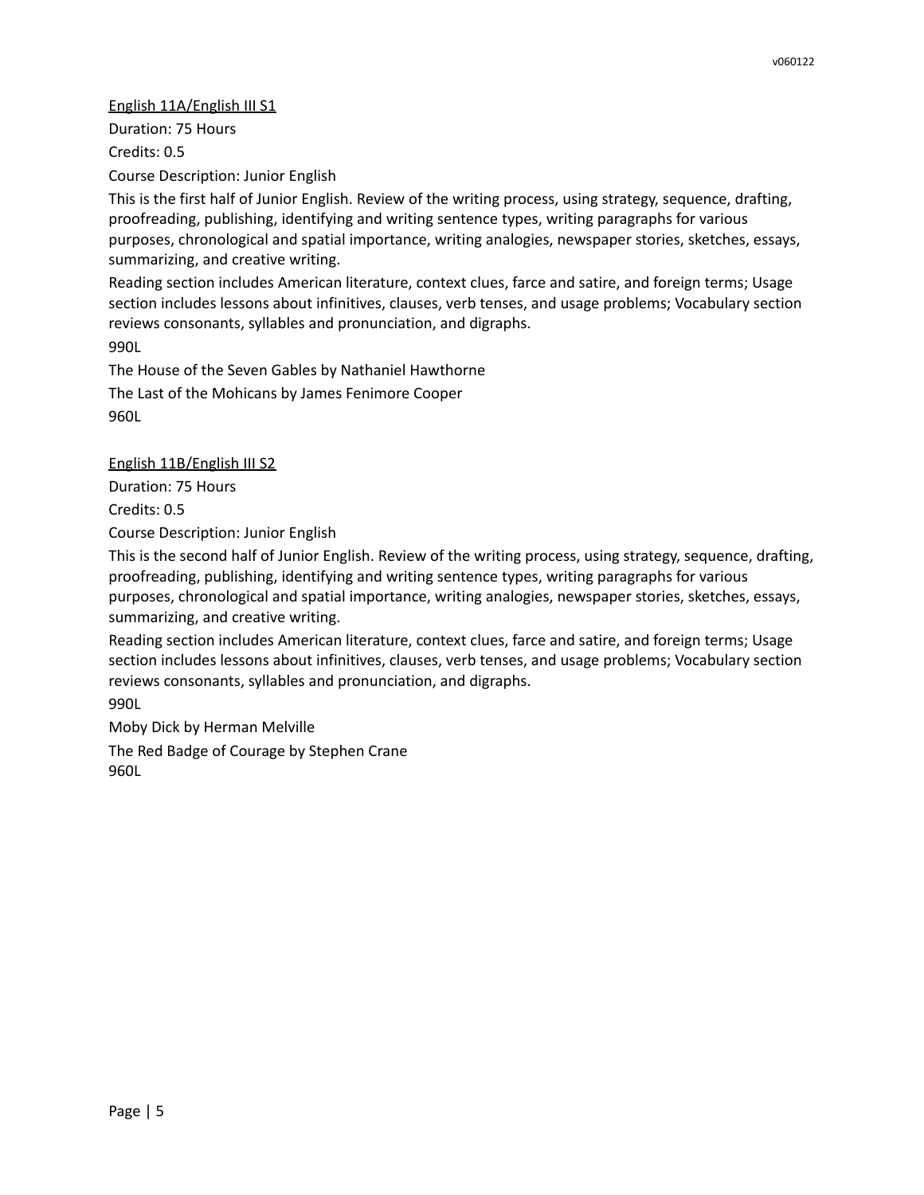<u>English 11A/English III S1</u>

Duration: 75 Hours

Credits: 0.5

Course Description: Junior English

This is the first half of Junior English. Review of the writing process, using strategy, sequence, drafting, proofreading, publishing, identifying and writing sentence types, writing paragraphs for various purposes, chronological and spatial importance, writing analogies, newspaper stories, sketches, essays, summarizing, and creative writing.

Reading section includes American literature, context clues, farce and satire, and foreign terms; Usage section includes lessons about infinitives, clauses, verb tenses, and usage problems; Vocabulary section reviews consonants, syllables and pronunciation, and digraphs.

990L

The House of the Seven Gables by Nathaniel Hawthorne

The Last of the Mohicans by James Fenimore Cooper

960L

<u>English 11B/English III S2</u>

Duration: 75 Hours

Credits: 0.5

Course Description: Junior English

This is the second half of Junior English. Review of the writing process, using strategy, sequence, drafting, proofreading, publishing, identifying and writing sentence types, writing paragraphs for various purposes, chronological and spatial importance, writing analogies, newspaper stories, sketches, essays, summarizing, and creative writing.

Reading section includes American literature, context clues, farce and satire, and foreign terms; Usage section includes lessons about infinitives, clauses, verb tenses, and usage problems; Vocabulary section reviews consonants, syllables and pronunciation, and digraphs.

990L

Moby Dick by Herman Melville

The Red Badge of Courage by Stephen Crane

960L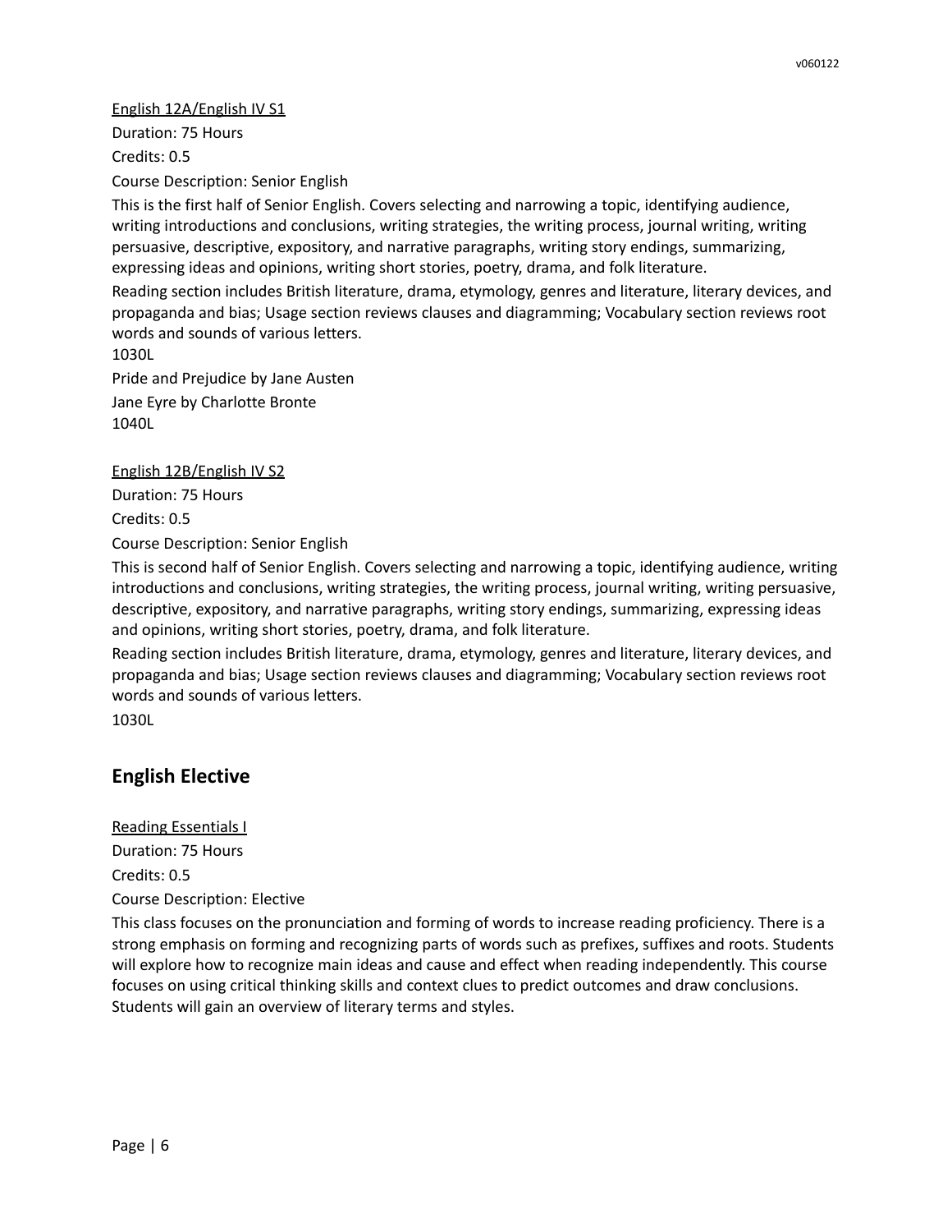<u>English 12A/English IV S1</u>

Duration: 75 Hours

Credits: 0.5

Course Description: Senior English

This is the first half of Senior English. Covers selecting and narrowing a topic, identifying audience, writing introductions and conclusions, writing strategies, the writing process, journal writing, writing persuasive, descriptive, expository, and narrative paragraphs, writing story endings, summarizing, expressing ideas and opinions, writing short stories, poetry, drama, and folk literature.

Reading section includes British literature, drama, etymology, genres and literature, literary devices, and propaganda and bias; Usage section reviews clauses and diagramming; Vocabulary section reviews root words and sounds of various letters.

1030L

Pride and Prejudice by Jane Austen

Jane Eyre by Charlotte Bronte

1040L

<u>English 12B/English IV S2</u>

Duration: 75 Hours

Credits: 0.5

Course Description: Senior English

This is second half of Senior English. Covers selecting and narrowing a topic, identifying audience, writing introductions and conclusions, writing strategies, the writing process, journal writing, writing persuasive, descriptive, expository, and narrative paragraphs, writing story endings, summarizing, expressing ideas and opinions, writing short stories, poetry, drama, and folk literature.

Reading section includes British literature, drama, etymology, genres and literature, literary devices, and propaganda and bias; Usage section reviews clauses and diagramming; Vocabulary section reviews root words and sounds of various letters.

1030L

## English Elective

<u>Reading Essentials I</u>

Duration: 75 Hours

Credits: 0.5

Course Description: Elective

This class focuses on the pronunciation and forming of words to increase reading proficiency. There is a strong emphasis on forming and recognizing parts of words such as prefixes, suffixes and roots. Students will explore how to recognize main ideas and cause and effect when reading independently. This course focuses on using critical thinking skills and context clues to predict outcomes and draw conclusions. Students will gain an overview of literary terms and styles.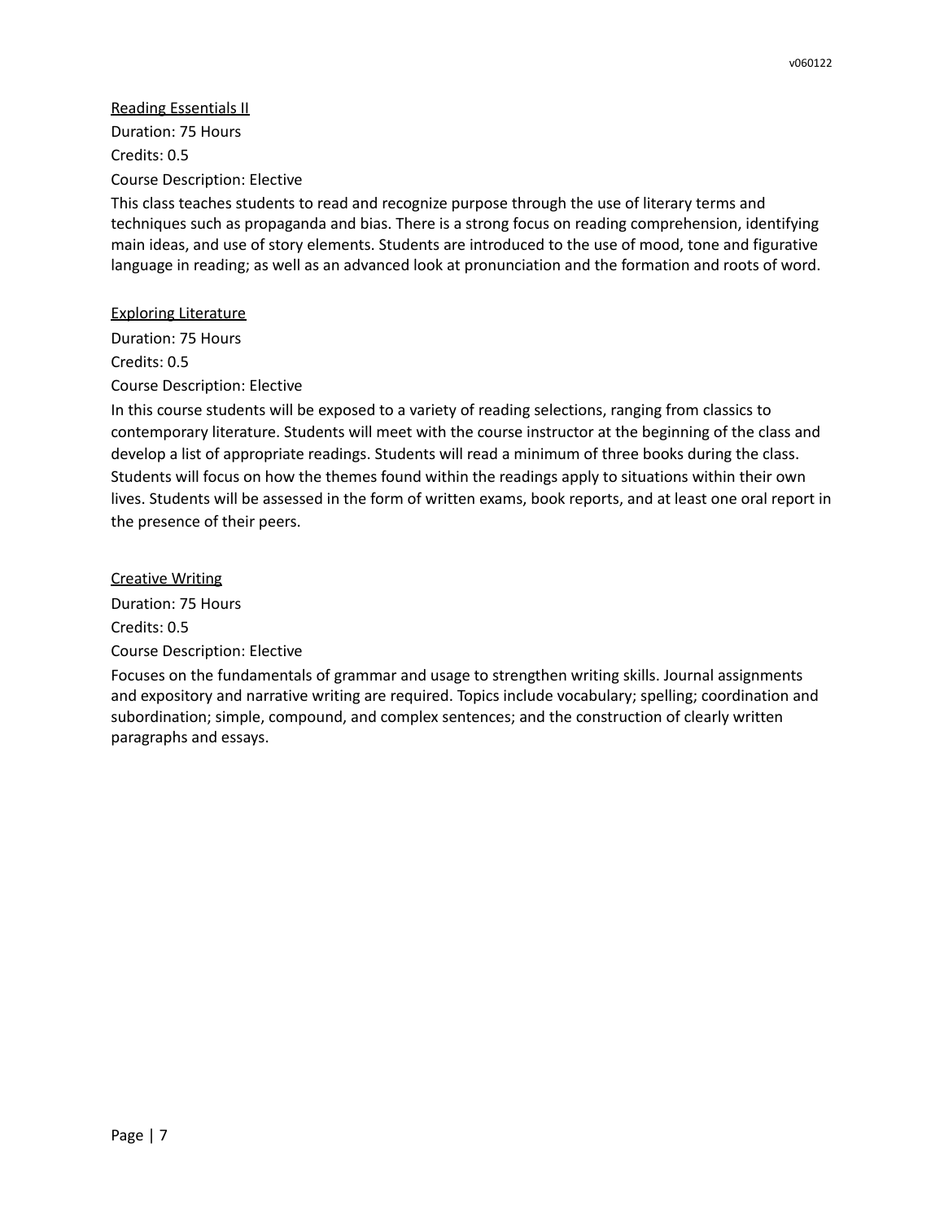<u>Reading Essentials II</u>

Duration: 75 Hours

Credits: 0.5

Course Description: Elective

This class teaches students to read and recognize purpose through the use of literary terms and techniques such as propaganda and bias. There is a strong focus on reading comprehension, identifying main ideas, and use of story elements. Students are introduced to the use of mood, tone and figurative language in reading; as well as an advanced look at pronunciation and the formation and roots of word.

<u>Exploring Literature</u>

Duration: 75 Hours

Credits: 0.5

Course Description: Elective

In this course students will be exposed to a variety of reading selections, ranging from classics to contemporary literature. Students will meet with the course instructor at the beginning of the class and develop a list of appropriate readings. Students will read a minimum of three books during the class. Students will focus on how the themes found within the readings apply to situations within their own lives. Students will be assessed in the form of written exams, book reports, and at least one oral report in the presence of their peers.

<u>Creative Writing</u>

Duration: 75 Hours

Credits: 0.5

Course Description: Elective

Focuses on the fundamentals of grammar and usage to strengthen writing skills. Journal assignments and expository and narrative writing are required. Topics include vocabulary; spelling; coordination and subordination; simple, compound, and complex sentences; and the construction of clearly written paragraphs and essays.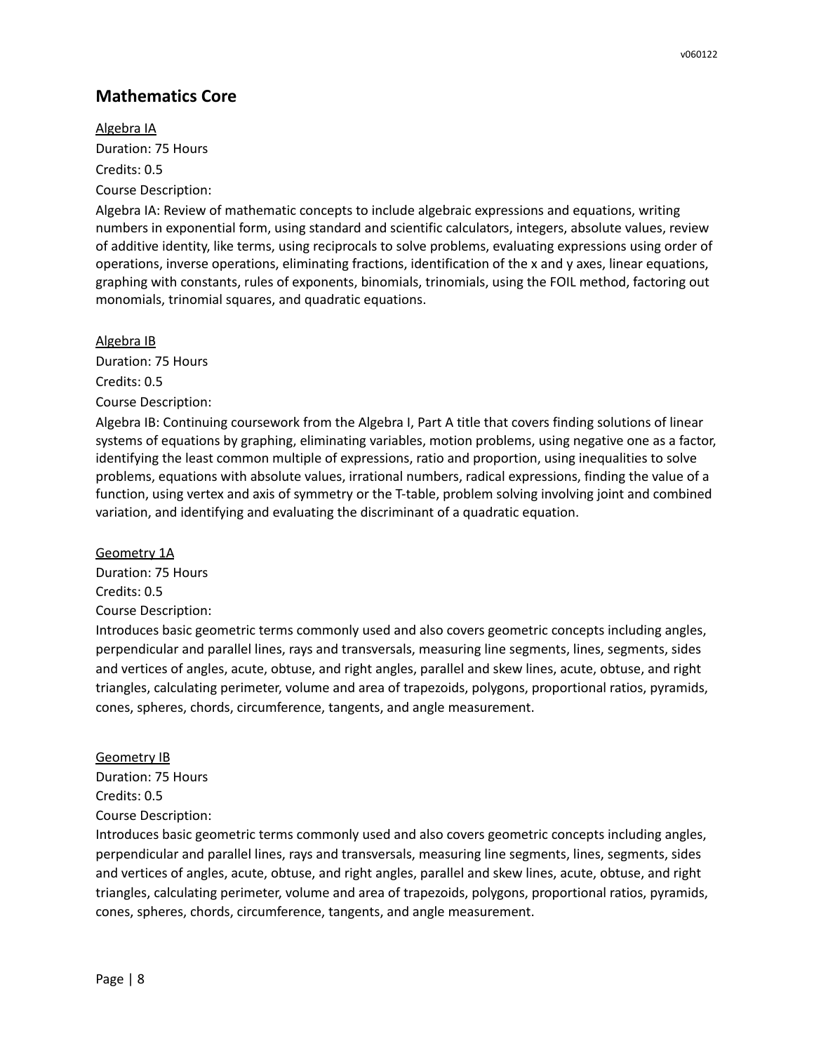## Mathematics Core

Algebra IA

Duration: 75 Hours

Credits: 0.5

Course Description:

Algebra IA: Review of mathematic concepts to include algebraic expressions and equations, writing numbers in exponential form, using standard and scientific calculators, integers, absolute values, review of additive identity, like terms, using reciprocals to solve problems, evaluating expressions using order of operations, inverse operations, eliminating fractions, identification of the x and y axes, linear equations, graphing with constants, rules of exponents, binomials, trinomials, using the FOIL method, factoring out monomials, trinomial squares, and quadratic equations.

Algebra IB

Duration: 75 Hours

Credits: 0.5

Course Description:

Algebra IB: Continuing coursework from the Algebra I, Part A title that covers finding solutions of linear systems of equations by graphing, eliminating variables, motion problems, using negative one as a factor, identifying the least common multiple of expressions, ratio and proportion, using inequalities to solve problems, equations with absolute values, irrational numbers, radical expressions, finding the value of a function, using vertex and axis of symmetry or the T-table, problem solving involving joint and combined variation, and identifying and evaluating the discriminant of a quadratic equation.

Geometry 1A

Duration: 75 Hours

Credits: 0.5

Course Description:

Introduces basic geometric terms commonly used and also covers geometric concepts including angles, perpendicular and parallel lines, rays and transversals, measuring line segments, lines, segments, sides and vertices of angles, acute, obtuse, and right angles, parallel and skew lines, acute, obtuse, and right triangles, calculating perimeter, volume and area of trapezoids, polygons, proportional ratios, pyramids, cones, spheres, chords, circumference, tangents, and angle measurement.

Geometry IB

Duration: 75 Hours

Credits: 0.5

Course Description:

Introduces basic geometric terms commonly used and also covers geometric concepts including angles, perpendicular and parallel lines, rays and transversals, measuring line segments, lines, segments, sides and vertices of angles, acute, obtuse, and right angles, parallel and skew lines, acute, obtuse, and right triangles, calculating perimeter, volume and area of trapezoids, polygons, proportional ratios, pyramids, cones, spheres, chords, circumference, tangents, and angle measurement.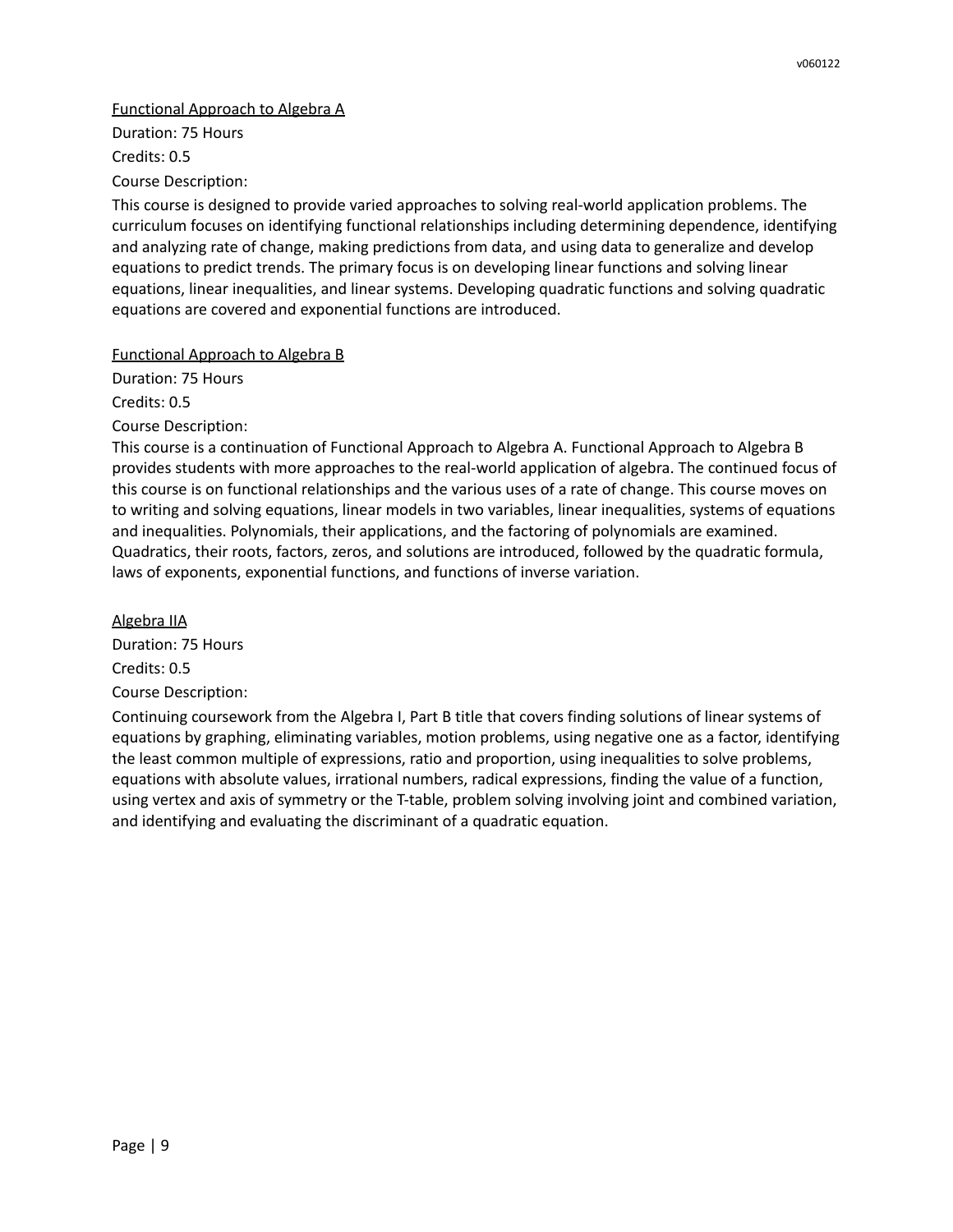<u>Functional Approach to Algebra A</u>

Duration: 75 Hours

Credits: 0.5

Course Description:

This course is designed to provide varied approaches to solving real-world application problems. The curriculum focuses on identifying functional relationships including determining dependence, identifying and analyzing rate of change, making predictions from data, and using data to generalize and develop equations to predict trends. The primary focus is on developing linear functions and solving linear equations, linear inequalities, and linear systems. Developing quadratic functions and solving quadratic equations are covered and exponential functions are introduced.

<u>Functional Approach to Algebra B</u>

Duration: 75 Hours

Credits: 0.5

Course Description:

This course is a continuation of Functional Approach to Algebra A. Functional Approach to Algebra B provides students with more approaches to the real-world application of algebra. The continued focus of this course is on functional relationships and the various uses of a rate of change. This course moves on to writing and solving equations, linear models in two variables, linear inequalities, systems of equations and inequalities. Polynomials, their applications, and the factoring of polynomials are examined. Quadratics, their roots, factors, zeros, and solutions are introduced, followed by the quadratic formula, laws of exponents, exponential functions, and functions of inverse variation.

<u>Algebra IIA</u>

Duration: 75 Hours

Credits: 0.5

Course Description:

Continuing coursework from the Algebra I, Part B title that covers finding solutions of linear systems of equations by graphing, eliminating variables, motion problems, using negative one as a factor, identifying the least common multiple of expressions, ratio and proportion, using inequalities to solve problems, equations with absolute values, irrational numbers, radical expressions, finding the value of a function, using vertex and axis of symmetry or the T-table, problem solving involving joint and combined variation, and identifying and evaluating the discriminant of a quadratic equation.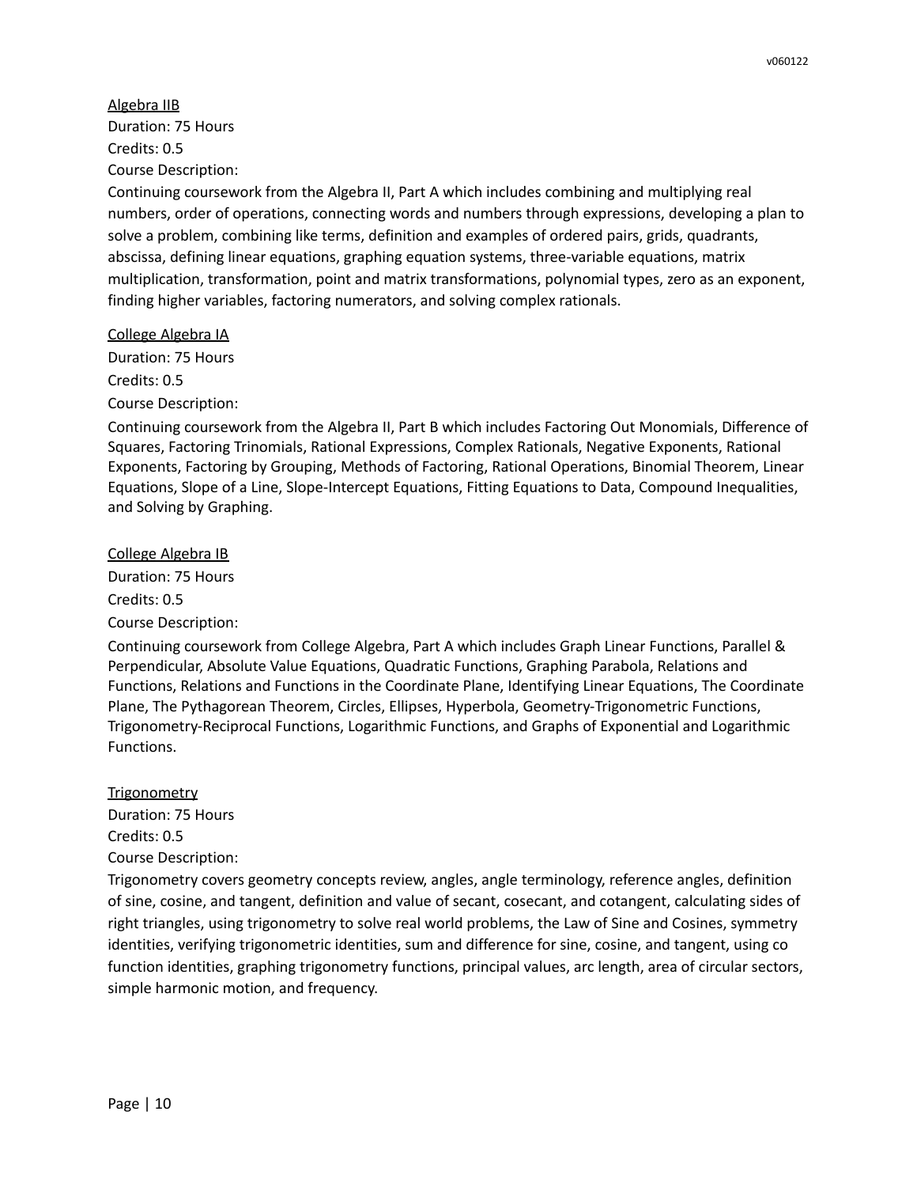<u>Algebra IIB</u>

Duration: 75 Hours

Credits: 0.5

Course Description:

Continuing coursework from the Algebra II, Part A which includes combining and multiplying real numbers, order of operations, connecting words and numbers through expressions, developing a plan to solve a problem, combining like terms, definition and examples of ordered pairs, grids, quadrants, abscissa, defining linear equations, graphing equation systems, three-variable equations, matrix multiplication, transformation, point and matrix transformations, polynomial types, zero as an exponent, finding higher variables, factoring numerators, and solving complex rationals.

<u>College Algebra IA</u>

Duration: 75 Hours

Credits: 0.5

Course Description:

Continuing coursework from the Algebra II, Part B which includes Factoring Out Monomials, Difference of Squares, Factoring Trinomials, Rational Expressions, Complex Rationals, Negative Exponents, Rational Exponents, Factoring by Grouping, Methods of Factoring, Rational Operations, Binomial Theorem, Linear Equations, Slope of a Line, Slope-Intercept Equations, Fitting Equations to Data, Compound Inequalities, and Solving by Graphing.

<u>College Algebra IB</u>

Duration: 75 Hours

Credits: 0.5

Course Description:

Continuing coursework from College Algebra, Part A which includes Graph Linear Functions, Parallel & Perpendicular, Absolute Value Equations, Quadratic Functions, Graphing Parabola, Relations and Functions, Relations and Functions in the Coordinate Plane, Identifying Linear Equations, The Coordinate Plane, The Pythagorean Theorem, Circles, Ellipses, Hyperbola, Geometry-Trigonometric Functions, Trigonometry-Reciprocal Functions, Logarithmic Functions, and Graphs of Exponential and Logarithmic Functions.

<u>Trigonometry</u>

Duration: 75 Hours

Credits: 0.5

Course Description:

Trigonometry covers geometry concepts review, angles, angle terminology, reference angles, definition of sine, cosine, and tangent, definition and value of secant, cosecant, and cotangent, calculating sides of right triangles, using trigonometry to solve real world problems, the Law of Sine and Cosines, symmetry identities, verifying trigonometric identities, sum and difference for sine, cosine, and tangent, using co function identities, graphing trigonometry functions, principal values, arc length, area of circular sectors, simple harmonic motion, and frequency.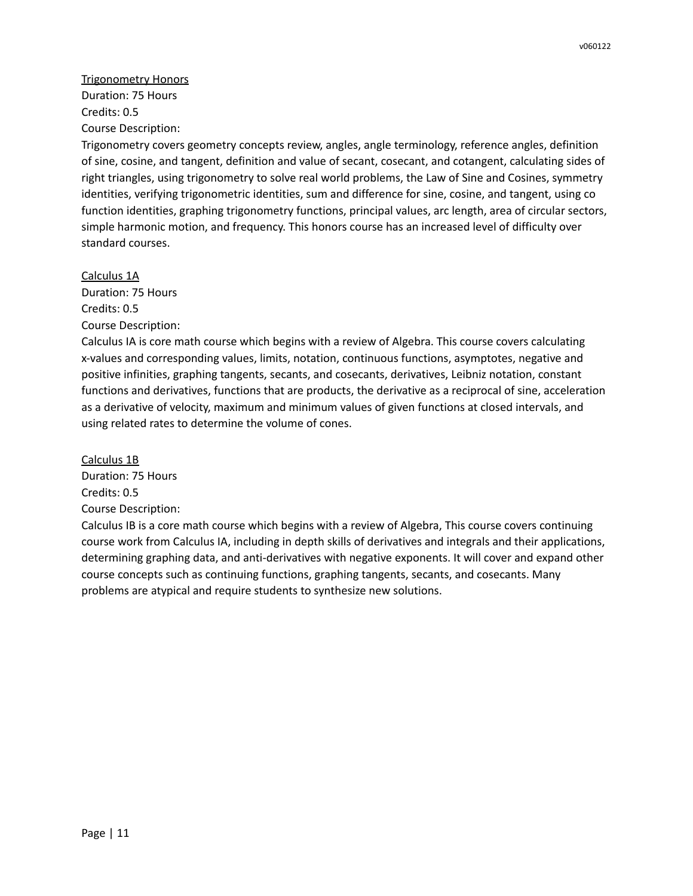<u>Trigonometry Honors</u>
Duration: 75 Hours
Credits: 0.5
Course Description:
Trigonometry covers geometry concepts review, angles, angle terminology, reference angles, definition of sine, cosine, and tangent, definition and value of secant, cosecant, and cotangent, calculating sides of right triangles, using trigonometry to solve real world problems, the Law of Sine and Cosines, symmetry identities, verifying trigonometric identities, sum and difference for sine, cosine, and tangent, using co function identities, graphing trigonometry functions, principal values, arc length, area of circular sectors, simple harmonic motion, and frequency. This honors course has an increased level of difficulty over standard courses.

<u>Calculus 1A</u>
Duration: 75 Hours
Credits: 0.5
Course Description:
Calculus IA is core math course which begins with a review of Algebra. This course covers calculating x-values and corresponding values, limits, notation, continuous functions, asymptotes, negative and positive infinities, graphing tangents, secants, and cosecants, derivatives, Leibniz notation, constant functions and derivatives, functions that are products, the derivative as a reciprocal of sine, acceleration as a derivative of velocity, maximum and minimum values of given functions at closed intervals, and using related rates to determine the volume of cones.

<u>Calculus 1B</u>
Duration: 75 Hours
Credits: 0.5
Course Description:
Calculus IB is a core math course which begins with a review of Algebra, This course covers continuing course work from Calculus IA, including in depth skills of derivatives and integrals and their applications, determining graphing data, and anti-derivatives with negative exponents. It will cover and expand other course concepts such as continuing functions, graphing tangents, secants, and cosecants. Many problems are atypical and require students to synthesize new solutions.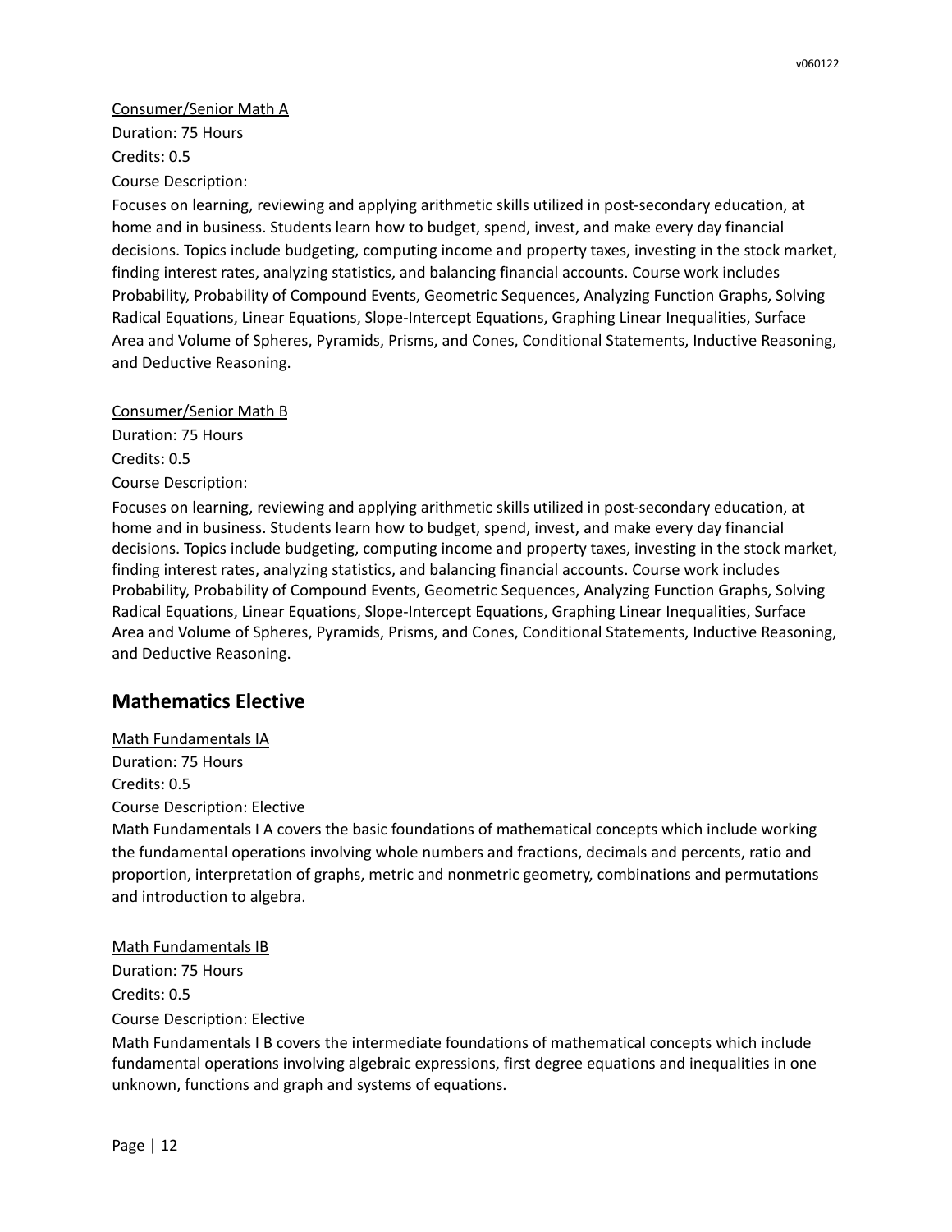Consumer/Senior Math A

Duration: 75 Hours

Credits: 0.5

Course Description:

Focuses on learning, reviewing and applying arithmetic skills utilized in post-secondary education, at home and in business. Students learn how to budget, spend, invest, and make every day financial decisions. Topics include budgeting, computing income and property taxes, investing in the stock market, finding interest rates, analyzing statistics, and balancing financial accounts. Course work includes Probability, Probability of Compound Events, Geometric Sequences, Analyzing Function Graphs, Solving Radical Equations, Linear Equations, Slope-Intercept Equations, Graphing Linear Inequalities, Surface Area and Volume of Spheres, Pyramids, Prisms, and Cones, Conditional Statements, Inductive Reasoning, and Deductive Reasoning.

Consumer/Senior Math B

Duration: 75 Hours

Credits: 0.5

Course Description:

Focuses on learning, reviewing and applying arithmetic skills utilized in post-secondary education, at home and in business. Students learn how to budget, spend, invest, and make every day financial decisions. Topics include budgeting, computing income and property taxes, investing in the stock market, finding interest rates, analyzing statistics, and balancing financial accounts. Course work includes Probability, Probability of Compound Events, Geometric Sequences, Analyzing Function Graphs, Solving Radical Equations, Linear Equations, Slope-Intercept Equations, Graphing Linear Inequalities, Surface Area and Volume of Spheres, Pyramids, Prisms, and Cones, Conditional Statements, Inductive Reasoning, and Deductive Reasoning.

## Mathematics Elective

Math Fundamentals IA

Duration: 75 Hours

Credits: 0.5

Course Description: Elective

Math Fundamentals I A covers the basic foundations of mathematical concepts which include working the fundamental operations involving whole numbers and fractions, decimals and percents, ratio and proportion, interpretation of graphs, metric and nonmetric geometry, combinations and permutations and introduction to algebra.

Math Fundamentals IB

Duration: 75 Hours

Credits: 0.5

Course Description: Elective

Math Fundamentals I B covers the intermediate foundations of mathematical concepts which include fundamental operations involving algebraic expressions, first degree equations and inequalities in one unknown, functions and graph and systems of equations.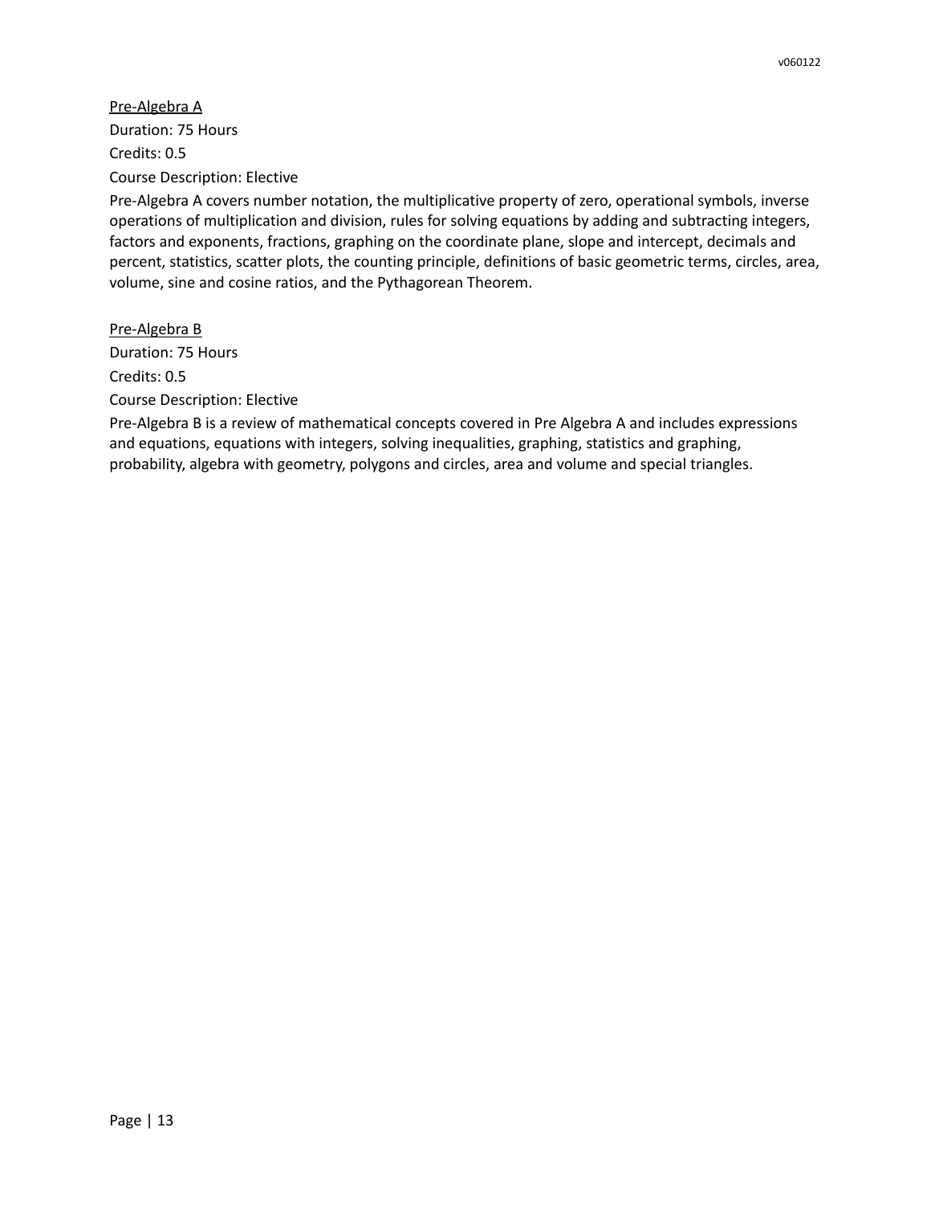<u>Pre-Algebra A</u>

Duration: 75 Hours

Credits: 0.5

Course Description: Elective

Pre-Algebra A covers number notation, the multiplicative property of zero, operational symbols, inverse operations of multiplication and division, rules for solving equations by adding and subtracting integers, factors and exponents, fractions, graphing on the coordinate plane, slope and intercept, decimals and percent, statistics, scatter plots, the counting principle, definitions of basic geometric terms, circles, area, volume, sine and cosine ratios, and the Pythagorean Theorem.

<u>Pre-Algebra B</u>

Duration: 75 Hours

Credits: 0.5

Course Description: Elective

Pre-Algebra B is a review of mathematical concepts covered in Pre Algebra A and includes expressions and equations, equations with integers, solving inequalities, graphing, statistics and graphing, probability, algebra with geometry, polygons and circles, area and volume and special triangles.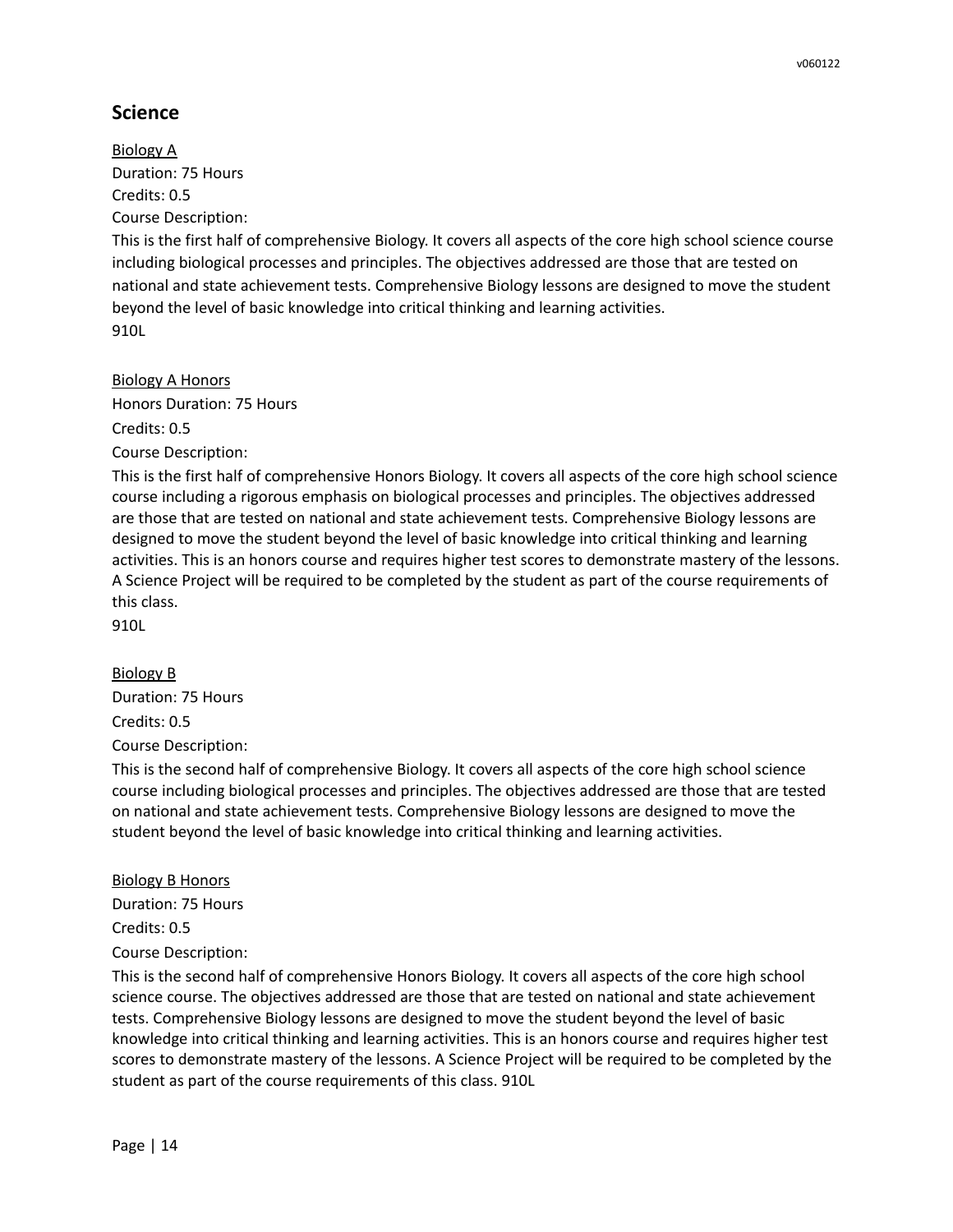## Science

Biology A

Duration: 75 Hours

Credits: 0.5

Course Description:

This is the first half of comprehensive Biology. It covers all aspects of the core high school science course including biological processes and principles. The objectives addressed are those that are tested on national and state achievement tests. Comprehensive Biology lessons are designed to move the student beyond the level of basic knowledge into critical thinking and learning activities.
910L

Biology A Honors

Honors Duration: 75 Hours

Credits: 0.5

Course Description:

This is the first half of comprehensive Honors Biology. It covers all aspects of the core high school science course including a rigorous emphasis on biological processes and principles. The objectives addressed are those that are tested on national and state achievement tests. Comprehensive Biology lessons are designed to move the student beyond the level of basic knowledge into critical thinking and learning activities. This is an honors course and requires higher test scores to demonstrate mastery of the lessons. A Science Project will be required to be completed by the student as part of the course requirements of this class.
910L

Biology B

Duration: 75 Hours

Credits: 0.5

Course Description:

This is the second half of comprehensive Biology. It covers all aspects of the core high school science course including biological processes and principles. The objectives addressed are those that are tested on national and state achievement tests. Comprehensive Biology lessons are designed to move the student beyond the level of basic knowledge into critical thinking and learning activities.

Biology B Honors

Duration: 75 Hours

Credits: 0.5

Course Description:

This is the second half of comprehensive Honors Biology. It covers all aspects of the core high school science course. The objectives addressed are those that are tested on national and state achievement tests. Comprehensive Biology lessons are designed to move the student beyond the level of basic knowledge into critical thinking and learning activities. This is an honors course and requires higher test scores to demonstrate mastery of the lessons. A Science Project will be required to be completed by the student as part of the course requirements of this class. 910L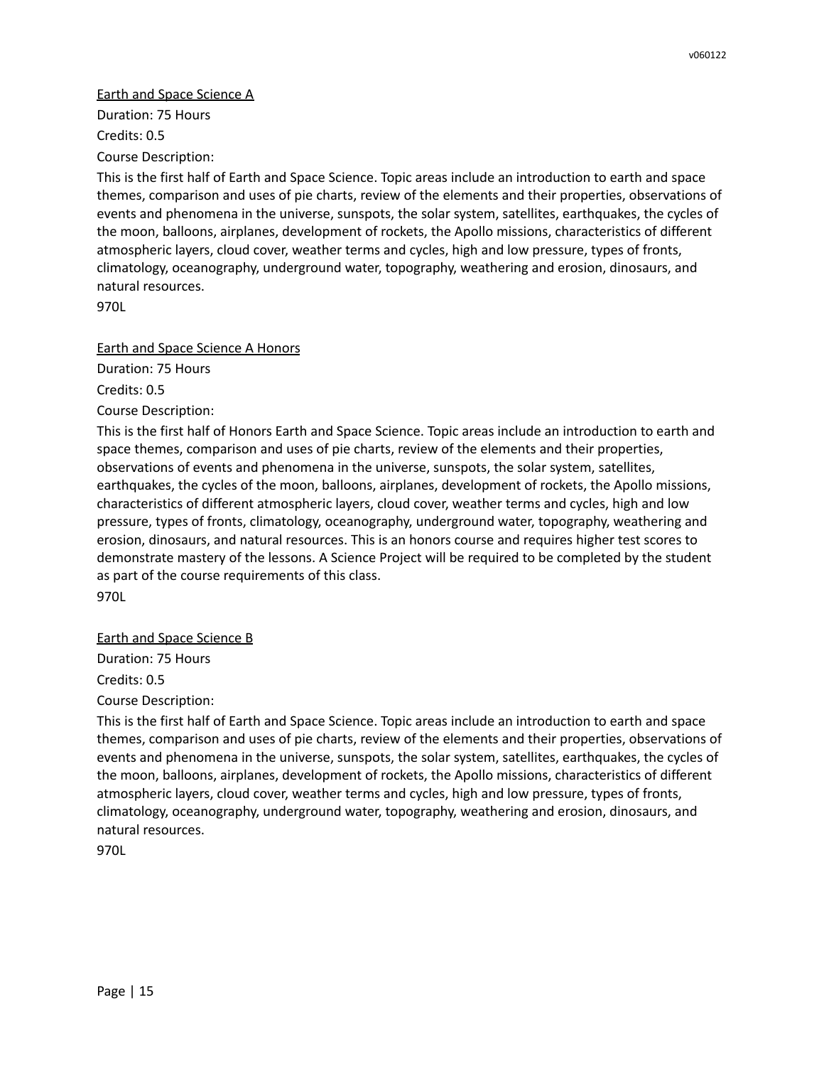<u>Earth and Space Science A</u>

Duration: 75 Hours

Credits: 0.5

Course Description:

This is the first half of Earth and Space Science. Topic areas include an introduction to earth and space themes, comparison and uses of pie charts, review of the elements and their properties, observations of events and phenomena in the universe, sunspots, the solar system, satellites, earthquakes, the cycles of the moon, balloons, airplanes, development of rockets, the Apollo missions, characteristics of different atmospheric layers, cloud cover, weather terms and cycles, high and low pressure, types of fronts, climatology, oceanography, underground water, topography, weathering and erosion, dinosaurs, and natural resources.

970L

<u>Earth and Space Science A Honors</u>

Duration: 75 Hours

Credits: 0.5

Course Description:

This is the first half of Honors Earth and Space Science. Topic areas include an introduction to earth and space themes, comparison and uses of pie charts, review of the elements and their properties, observations of events and phenomena in the universe, sunspots, the solar system, satellites, earthquakes, the cycles of the moon, balloons, airplanes, development of rockets, the Apollo missions, characteristics of different atmospheric layers, cloud cover, weather terms and cycles, high and low pressure, types of fronts, climatology, oceanography, underground water, topography, weathering and erosion, dinosaurs, and natural resources. This is an honors course and requires higher test scores to demonstrate mastery of the lessons. A Science Project will be required to be completed by the student as part of the course requirements of this class.

970L

<u>Earth and Space Science B</u>

Duration: 75 Hours

Credits: 0.5

Course Description:

This is the first half of Earth and Space Science. Topic areas include an introduction to earth and space themes, comparison and uses of pie charts, review of the elements and their properties, observations of events and phenomena in the universe, sunspots, the solar system, satellites, earthquakes, the cycles of the moon, balloons, airplanes, development of rockets, the Apollo missions, characteristics of different atmospheric layers, cloud cover, weather terms and cycles, high and low pressure, types of fronts, climatology, oceanography, underground water, topography, weathering and erosion, dinosaurs, and natural resources.

970L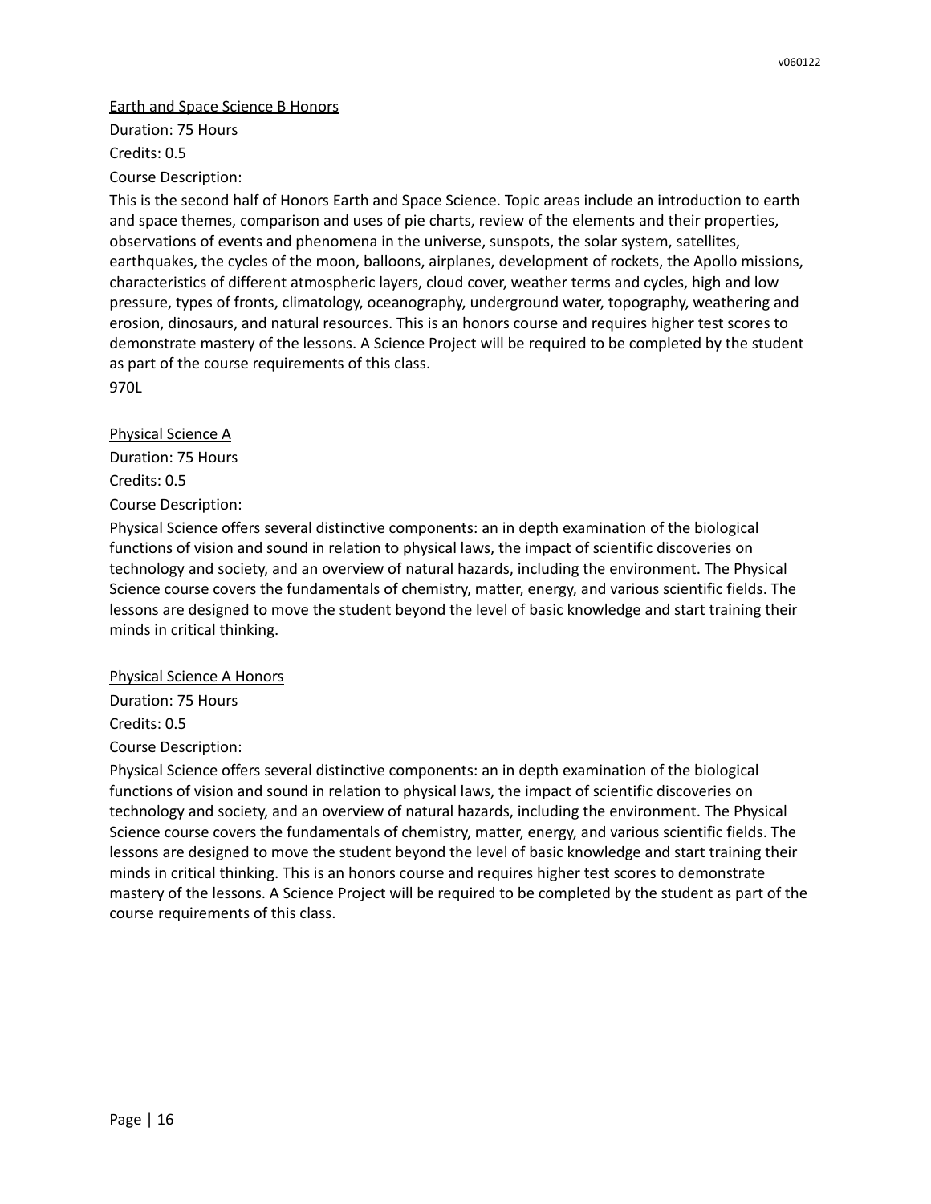<u>Earth and Space Science B Honors</u>

Duration: 75 Hours

Credits: 0.5

Course Description:

This is the second half of Honors Earth and Space Science. Topic areas include an introduction to earth and space themes, comparison and uses of pie charts, review of the elements and their properties, observations of events and phenomena in the universe, sunspots, the solar system, satellites, earthquakes, the cycles of the moon, balloons, airplanes, development of rockets, the Apollo missions, characteristics of different atmospheric layers, cloud cover, weather terms and cycles, high and low pressure, types of fronts, climatology, oceanography, underground water, topography, weathering and erosion, dinosaurs, and natural resources. This is an honors course and requires higher test scores to demonstrate mastery of the lessons. A Science Project will be required to be completed by the student as part of the course requirements of this class.

970L

<u>Physical Science A</u>

Duration: 75 Hours

Credits: 0.5

Course Description:

Physical Science offers several distinctive components: an in depth examination of the biological functions of vision and sound in relation to physical laws, the impact of scientific discoveries on technology and society, and an overview of natural hazards, including the environment. The Physical Science course covers the fundamentals of chemistry, matter, energy, and various scientific fields. The lessons are designed to move the student beyond the level of basic knowledge and start training their minds in critical thinking.

<u>Physical Science A Honors</u>

Duration: 75 Hours

Credits: 0.5

Course Description:

Physical Science offers several distinctive components: an in depth examination of the biological functions of vision and sound in relation to physical laws, the impact of scientific discoveries on technology and society, and an overview of natural hazards, including the environment. The Physical Science course covers the fundamentals of chemistry, matter, energy, and various scientific fields. The lessons are designed to move the student beyond the level of basic knowledge and start training their minds in critical thinking. This is an honors course and requires higher test scores to demonstrate mastery of the lessons. A Science Project will be required to be completed by the student as part of the course requirements of this class.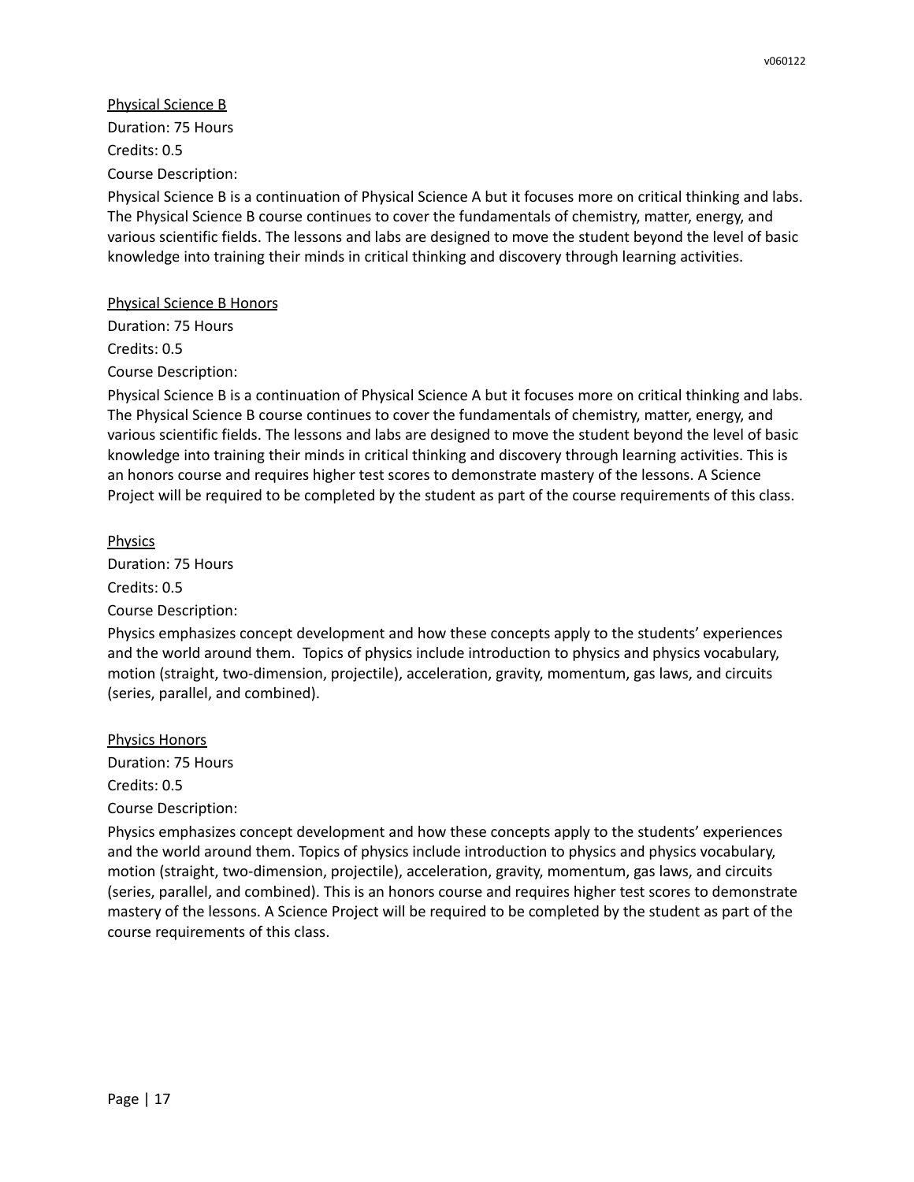<u>Physical Science B</u>

Duration: 75 Hours

Credits: 0.5

Course Description:

Physical Science B is a continuation of Physical Science A but it focuses more on critical thinking and labs. The Physical Science B course continues to cover the fundamentals of chemistry, matter, energy, and various scientific fields. The lessons and labs are designed to move the student beyond the level of basic knowledge into training their minds in critical thinking and discovery through learning activities.

<u>Physical Science B Honors</u>

Duration: 75 Hours

Credits: 0.5

Course Description:

Physical Science B is a continuation of Physical Science A but it focuses more on critical thinking and labs. The Physical Science B course continues to cover the fundamentals of chemistry, matter, energy, and various scientific fields. The lessons and labs are designed to move the student beyond the level of basic knowledge into training their minds in critical thinking and discovery through learning activities. This is an honors course and requires higher test scores to demonstrate mastery of the lessons. A Science Project will be required to be completed by the student as part of the course requirements of this class.

<u>Physics</u>

Duration: 75 Hours

Credits: 0.5

Course Description:

Physics emphasizes concept development and how these concepts apply to the students' experiences and the world around them. Topics of physics include introduction to physics and physics vocabulary, motion (straight, two-dimension, projectile), acceleration, gravity, momentum, gas laws, and circuits (series, parallel, and combined).

<u>Physics Honors</u>

Duration: 75 Hours

Credits: 0.5

Course Description:

Physics emphasizes concept development and how these concepts apply to the students' experiences and the world around them. Topics of physics include introduction to physics and physics vocabulary, motion (straight, two-dimension, projectile), acceleration, gravity, momentum, gas laws, and circuits (series, parallel, and combined). This is an honors course and requires higher test scores to demonstrate mastery of the lessons. A Science Project will be required to be completed by the student as part of the course requirements of this class.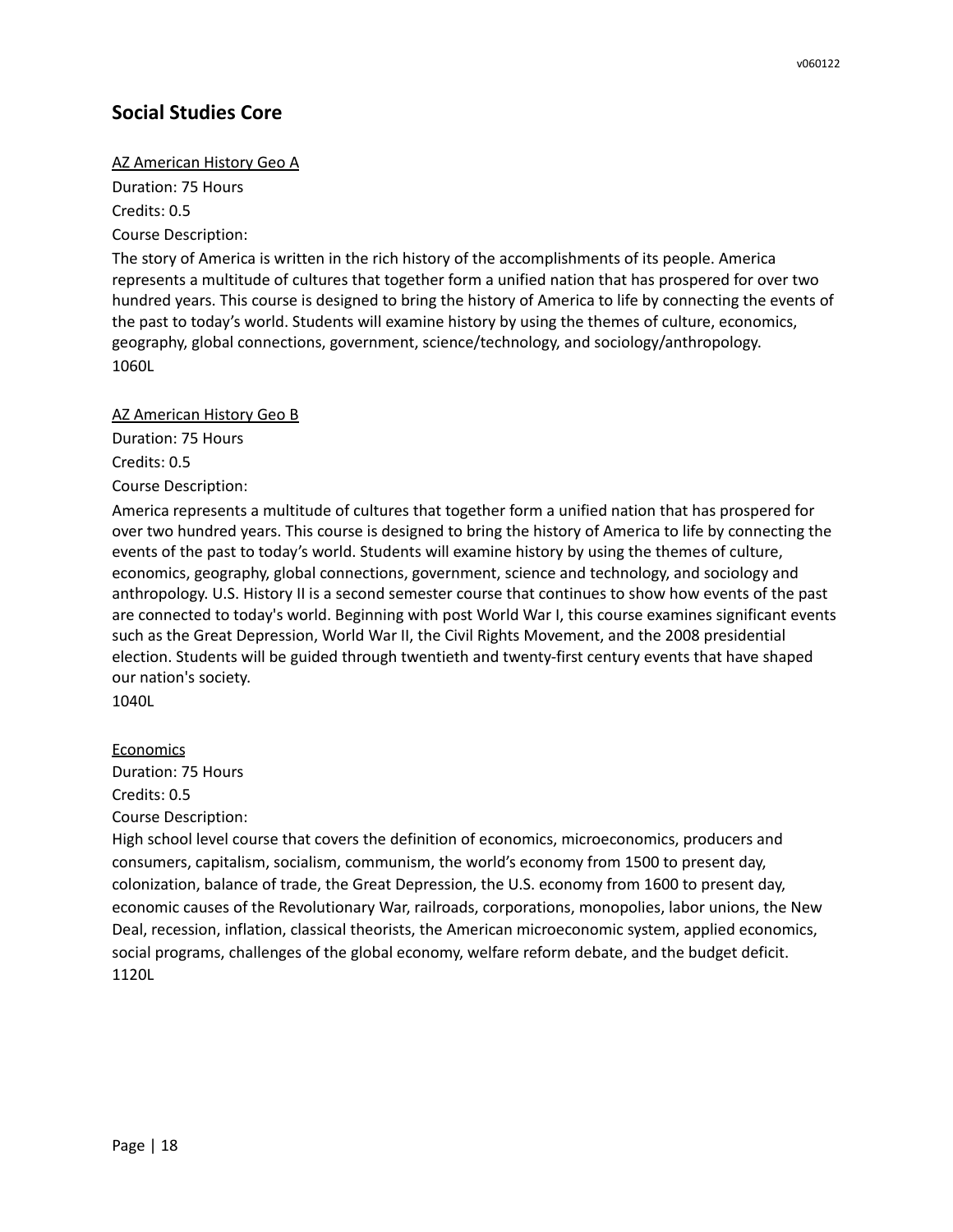## Social Studies Core

<u>AZ American History Geo A</u>

Duration: 75 Hours

Credits: 0.5

Course Description:

The story of America is written in the rich history of the accomplishments of its people. America represents a multitude of cultures that together form a unified nation that has prospered for over two hundred years. This course is designed to bring the history of America to life by connecting the events of the past to today's world. Students will examine history by using the themes of culture, economics, geography, global connections, government, science/technology, and sociology/anthropology.
1060L

<u>AZ American History Geo B</u>

Duration: 75 Hours

Credits: 0.5

Course Description:

America represents a multitude of cultures that together form a unified nation that has prospered for over two hundred years. This course is designed to bring the history of America to life by connecting the events of the past to today's world. Students will examine history by using the themes of culture, economics, geography, global connections, government, science and technology, and sociology and anthropology. U.S. History II is a second semester course that continues to show how events of the past are connected to today's world. Beginning with post World War I, this course examines significant events such as the Great Depression, World War II, the Civil Rights Movement, and the 2008 presidential election. Students will be guided through twentieth and twenty-first century events that have shaped our nation's society.
1040L

<u>Economics</u>

Duration: 75 Hours

Credits: 0.5

Course Description:

High school level course that covers the definition of economics, microeconomics, producers and consumers, capitalism, socialism, communism, the world's economy from 1500 to present day, colonization, balance of trade, the Great Depression, the U.S. economy from 1600 to present day, economic causes of the Revolutionary War, railroads, corporations, monopolies, labor unions, the New Deal, recession, inflation, classical theorists, the American microeconomic system, applied economics, social programs, challenges of the global economy, welfare reform debate, and the budget deficit.
1120L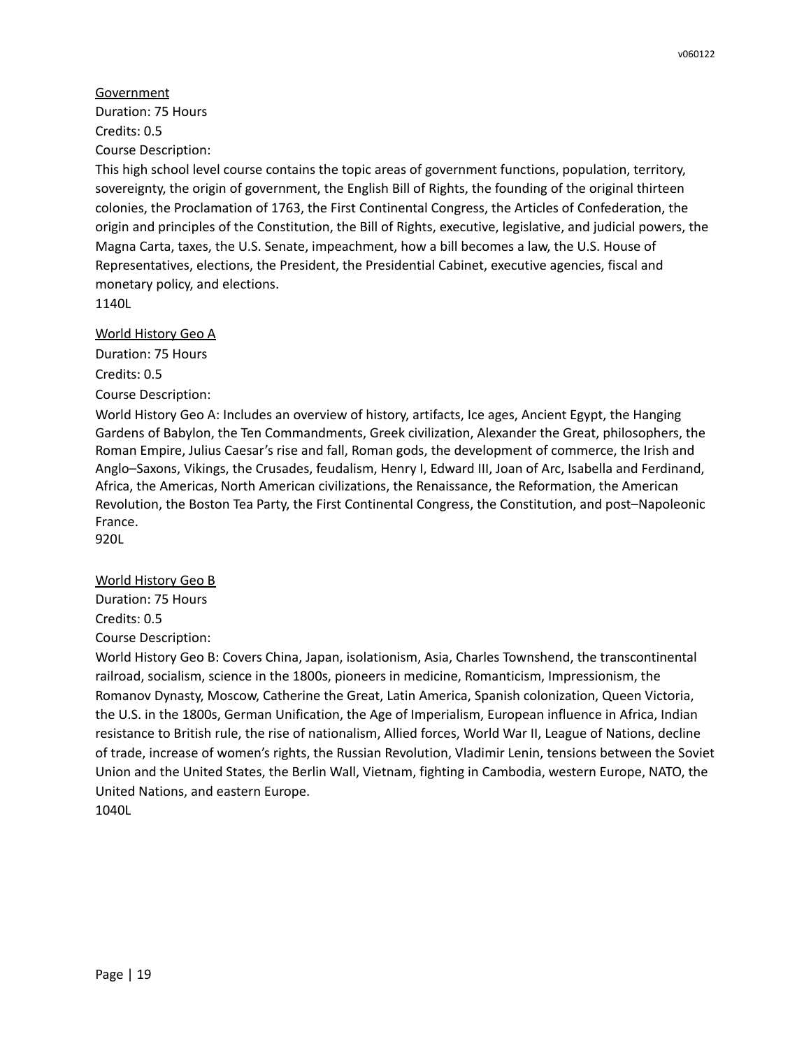<u>Government</u>

Duration: 75 Hours

Credits: 0.5

Course Description:

This high school level course contains the topic areas of government functions, population, territory, sovereignty, the origin of government, the English Bill of Rights, the founding of the original thirteen colonies, the Proclamation of 1763, the First Continental Congress, the Articles of Confederation, the origin and principles of the Constitution, the Bill of Rights, executive, legislative, and judicial powers, the Magna Carta, taxes, the U.S. Senate, impeachment, how a bill becomes a law, the U.S. House of Representatives, elections, the President, the Presidential Cabinet, executive agencies, fiscal and monetary policy, and elections.

1140L

<u>World History Geo A</u>

Duration: 75 Hours

Credits: 0.5

Course Description:

World History Geo A: Includes an overview of history, artifacts, Ice ages, Ancient Egypt, the Hanging Gardens of Babylon, the Ten Commandments, Greek civilization, Alexander the Great, philosophers, the Roman Empire, Julius Caesar's rise and fall, Roman gods, the development of commerce, the Irish and Anglo–Saxons, Vikings, the Crusades, feudalism, Henry I, Edward III, Joan of Arc, Isabella and Ferdinand, Africa, the Americas, North American civilizations, the Renaissance, the Reformation, the American Revolution, the Boston Tea Party, the First Continental Congress, the Constitution, and post–Napoleonic France.

920L

<u>World History Geo B</u>

Duration: 75 Hours

Credits: 0.5

Course Description:

World History Geo B: Covers China, Japan, isolationism, Asia, Charles Townshend, the transcontinental railroad, socialism, science in the 1800s, pioneers in medicine, Romanticism, Impressionism, the Romanov Dynasty, Moscow, Catherine the Great, Latin America, Spanish colonization, Queen Victoria, the U.S. in the 1800s, German Unification, the Age of Imperialism, European influence in Africa, Indian resistance to British rule, the rise of nationalism, Allied forces, World War II, League of Nations, decline of trade, increase of women's rights, the Russian Revolution, Vladimir Lenin, tensions between the Soviet Union and the United States, the Berlin Wall, Vietnam, fighting in Cambodia, western Europe, NATO, the United Nations, and eastern Europe.

1040L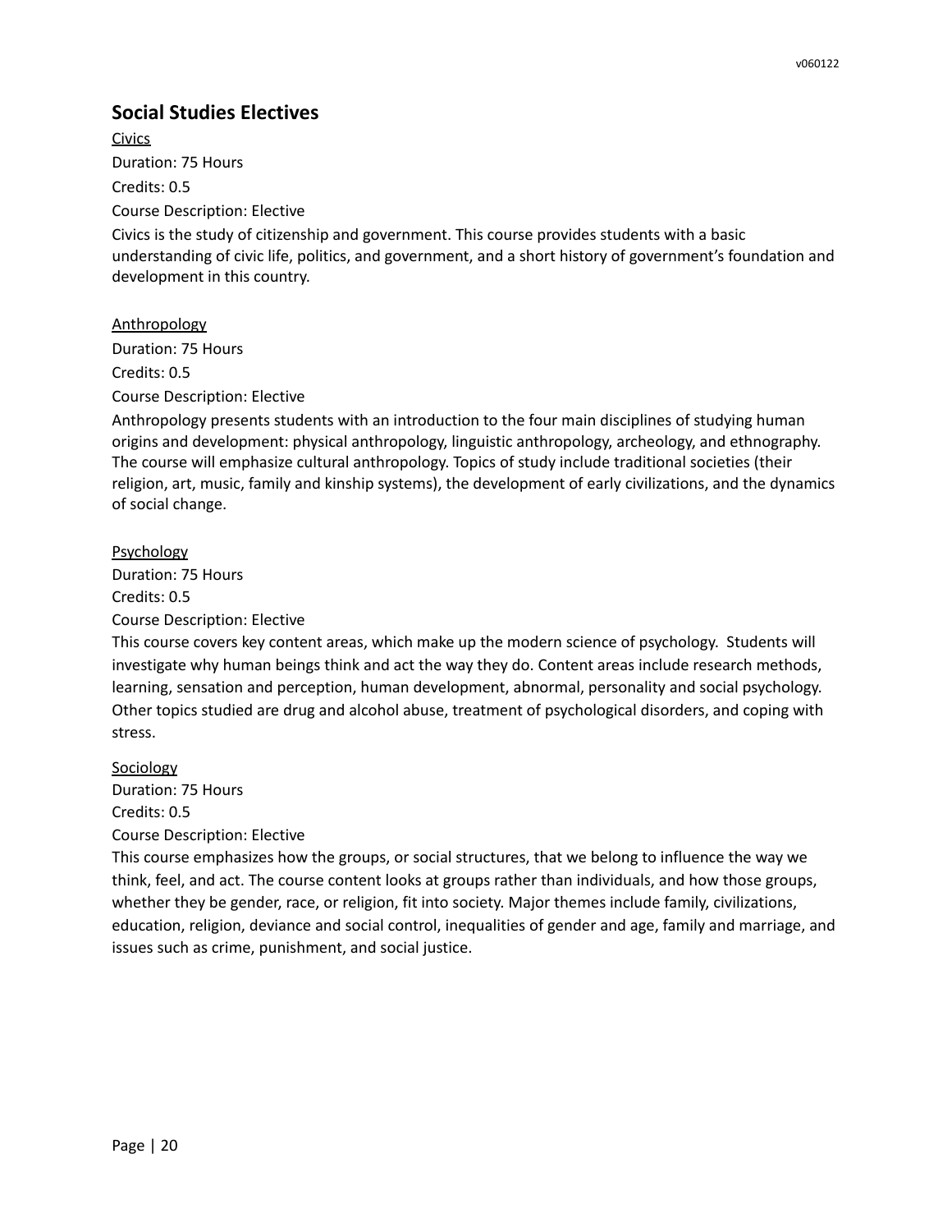## Social Studies Electives

<u>Civics</u>

Duration: 75 Hours

Credits: 0.5

Course Description: Elective

Civics is the study of citizenship and government. This course provides students with a basic understanding of civic life, politics, and government, and a short history of government's foundation and development in this country.

<u>Anthropology</u>

Duration: 75 Hours

Credits: 0.5

Course Description: Elective

Anthropology presents students with an introduction to the four main disciplines of studying human origins and development: physical anthropology, linguistic anthropology, archeology, and ethnography. The course will emphasize cultural anthropology. Topics of study include traditional societies (their religion, art, music, family and kinship systems), the development of early civilizations, and the dynamics of social change.

<u>Psychology</u>

Duration: 75 Hours

Credits: 0.5

Course Description: Elective

This course covers key content areas, which make up the modern science of psychology. Students will investigate why human beings think and act the way they do. Content areas include research methods, learning, sensation and perception, human development, abnormal, personality and social psychology. Other topics studied are drug and alcohol abuse, treatment of psychological disorders, and coping with stress.

<u>Sociology</u>

Duration: 75 Hours

Credits: 0.5

Course Description: Elective

This course emphasizes how the groups, or social structures, that we belong to influence the way we think, feel, and act. The course content looks at groups rather than individuals, and how those groups, whether they be gender, race, or religion, fit into society. Major themes include family, civilizations, education, religion, deviance and social control, inequalities of gender and age, family and marriage, and issues such as crime, punishment, and social justice.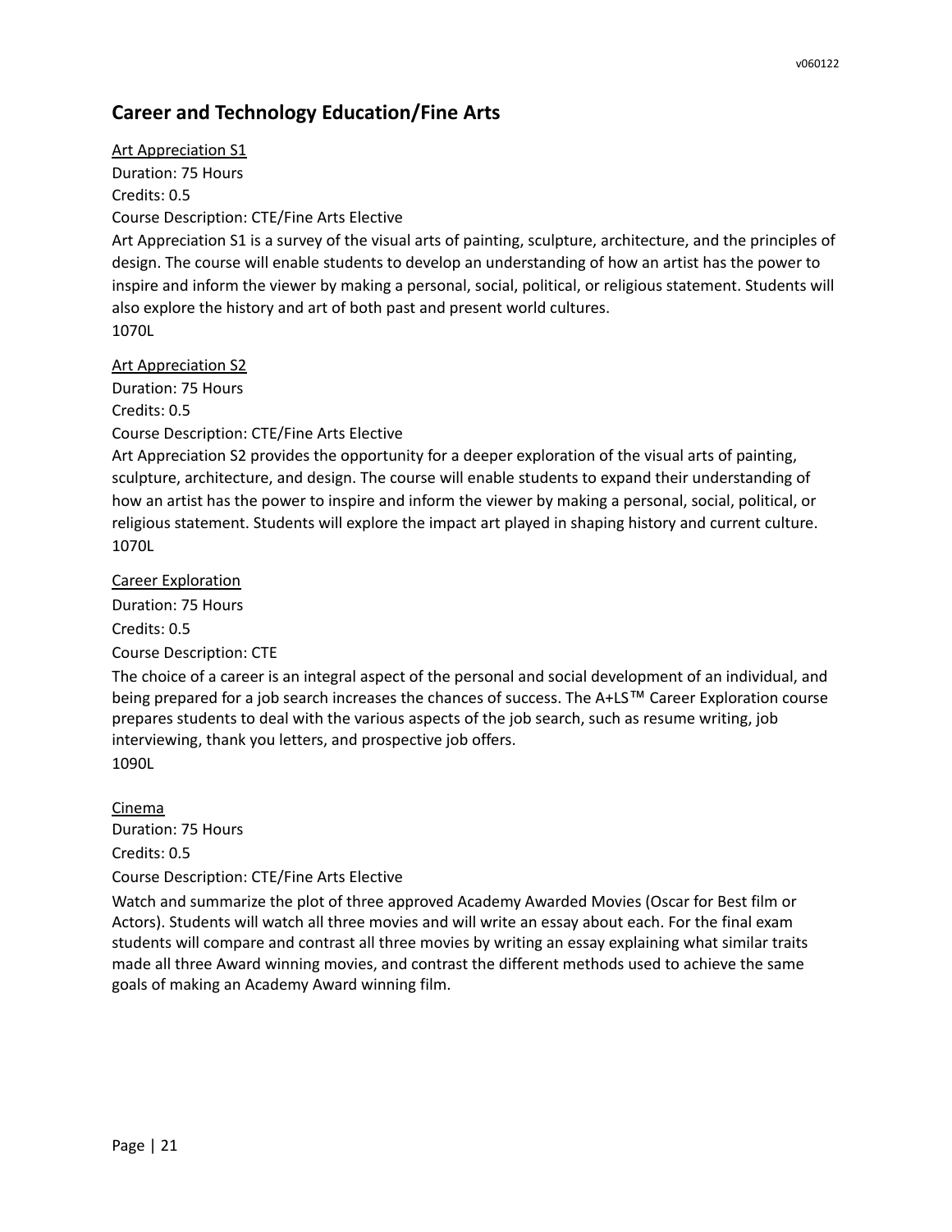## Career and Technology Education/Fine Arts

<u>Art Appreciation S1</u>
Duration: 75 Hours
Credits: 0.5
Course Description: CTE/Fine Arts Elective
Art Appreciation S1 is a survey of the visual arts of painting, sculpture, architecture, and the principles of design. The course will enable students to develop an understanding of how an artist has the power to inspire and inform the viewer by making a personal, social, political, or religious statement. Students will also explore the history and art of both past and present world cultures.
1070L

<u>Art Appreciation S2</u>
Duration: 75 Hours
Credits: 0.5
Course Description: CTE/Fine Arts Elective
Art Appreciation S2 provides the opportunity for a deeper exploration of the visual arts of painting, sculpture, architecture, and design. The course will enable students to expand their understanding of how an artist has the power to inspire and inform the viewer by making a personal, social, political, or religious statement. Students will explore the impact art played in shaping history and current culture.
1070L

<u>Career Exploration</u>
Duration: 75 Hours
Credits: 0.5
Course Description: CTE
The choice of a career is an integral aspect of the personal and social development of an individual, and being prepared for a job search increases the chances of success. The A+LS™ Career Exploration course prepares students to deal with the various aspects of the job search, such as resume writing, job interviewing, thank you letters, and prospective job offers.
1090L

<u>Cinema</u>
Duration: 75 Hours
Credits: 0.5
Course Description: CTE/Fine Arts Elective
Watch and summarize the plot of three approved Academy Awarded Movies (Oscar for Best film or Actors). Students will watch all three movies and will write an essay about each. For the final exam students will compare and contrast all three movies by writing an essay explaining what similar traits made all three Award winning movies, and contrast the different methods used to achieve the same goals of making an Academy Award winning film.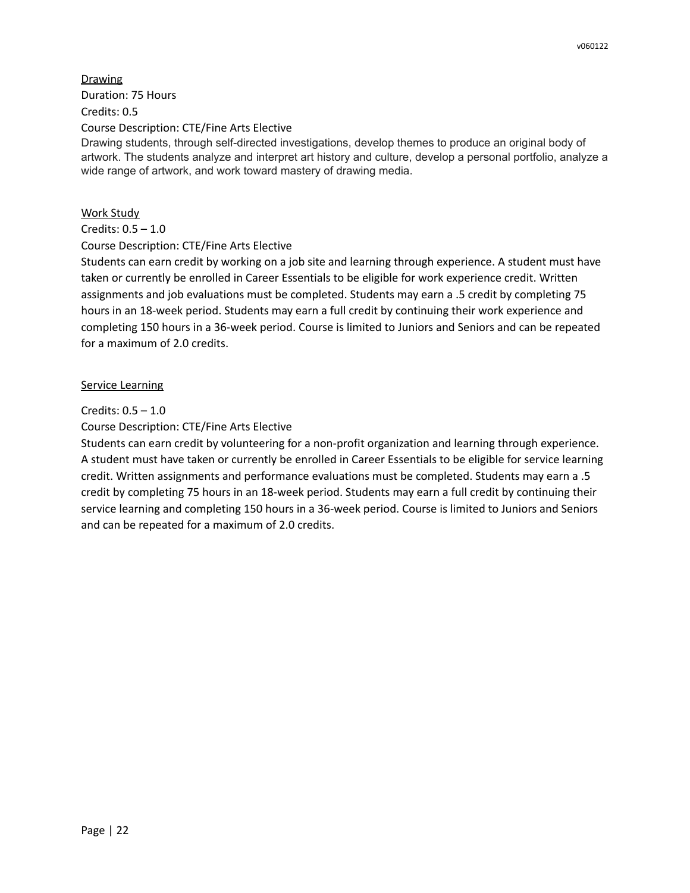<u>Drawing</u>

Duration: 75 Hours

Credits: 0.5

Course Description: CTE/Fine Arts Elective

Drawing students, through self-directed investigations, develop themes to produce an original body of artwork. The students analyze and interpret art history and culture, develop a personal portfolio, analyze a wide range of artwork, and work toward mastery of drawing media.

<u>Work Study</u>

Credits: 0.5 – 1.0

Course Description: CTE/Fine Arts Elective

Students can earn credit by working on a job site and learning through experience. A student must have taken or currently be enrolled in Career Essentials to be eligible for work experience credit. Written assignments and job evaluations must be completed. Students may earn a .5 credit by completing 75 hours in an 18-week period. Students may earn a full credit by continuing their work experience and completing 150 hours in a 36-week period. Course is limited to Juniors and Seniors and can be repeated for a maximum of 2.0 credits.

<u>Service Learning</u>

Credits: 0.5 – 1.0

Course Description: CTE/Fine Arts Elective

Students can earn credit by volunteering for a non-profit organization and learning through experience. A student must have taken or currently be enrolled in Career Essentials to be eligible for service learning credit. Written assignments and performance evaluations must be completed. Students may earn a .5 credit by completing 75 hours in an 18-week period. Students may earn a full credit by continuing their service learning and completing 150 hours in a 36-week period. Course is limited to Juniors and Seniors and can be repeated for a maximum of 2.0 credits.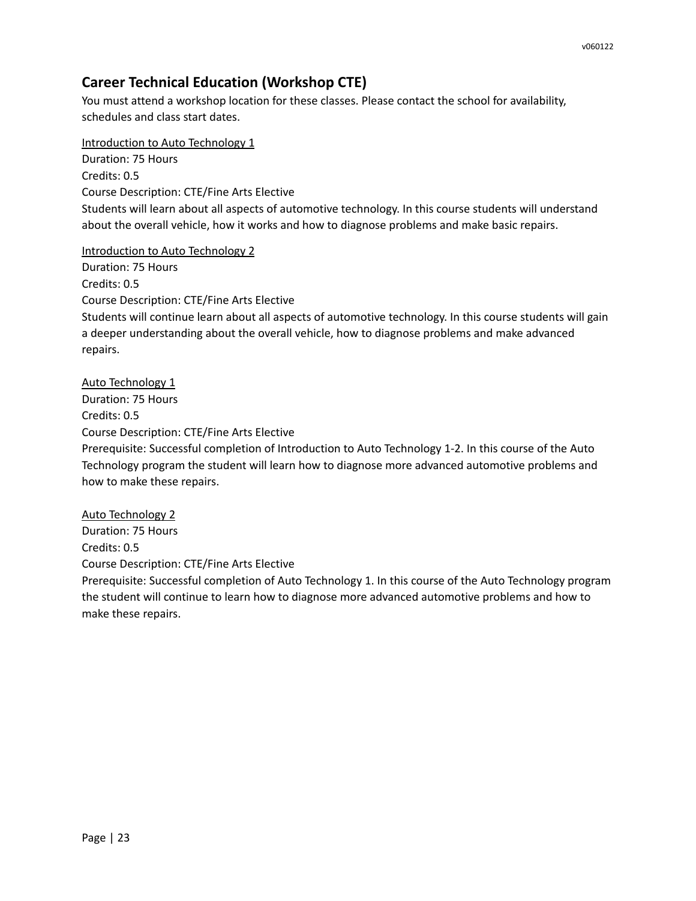## Career Technical Education (Workshop CTE)

You must attend a workshop location for these classes. Please contact the school for availability, schedules and class start dates.

<u>Introduction to Auto Technology 1</u>
Duration: 75 Hours
Credits: 0.5
Course Description: CTE/Fine Arts Elective
Students will learn about all aspects of automotive technology. In this course students will understand about the overall vehicle, how it works and how to diagnose problems and make basic repairs.

<u>Introduction to Auto Technology 2</u>
Duration: 75 Hours
Credits: 0.5
Course Description: CTE/Fine Arts Elective
Students will continue learn about all aspects of automotive technology. In this course students will gain a deeper understanding about the overall vehicle, how to diagnose problems and make advanced repairs.

<u>Auto Technology 1</u>
Duration: 75 Hours
Credits: 0.5
Course Description: CTE/Fine Arts Elective
Prerequisite: Successful completion of Introduction to Auto Technology 1-2. In this course of the Auto Technology program the student will learn how to diagnose more advanced automotive problems and how to make these repairs.

<u>Auto Technology 2</u>
Duration: 75 Hours
Credits: 0.5
Course Description: CTE/Fine Arts Elective
Prerequisite: Successful completion of Auto Technology 1. In this course of the Auto Technology program the student will continue to learn how to diagnose more advanced automotive problems and how to make these repairs.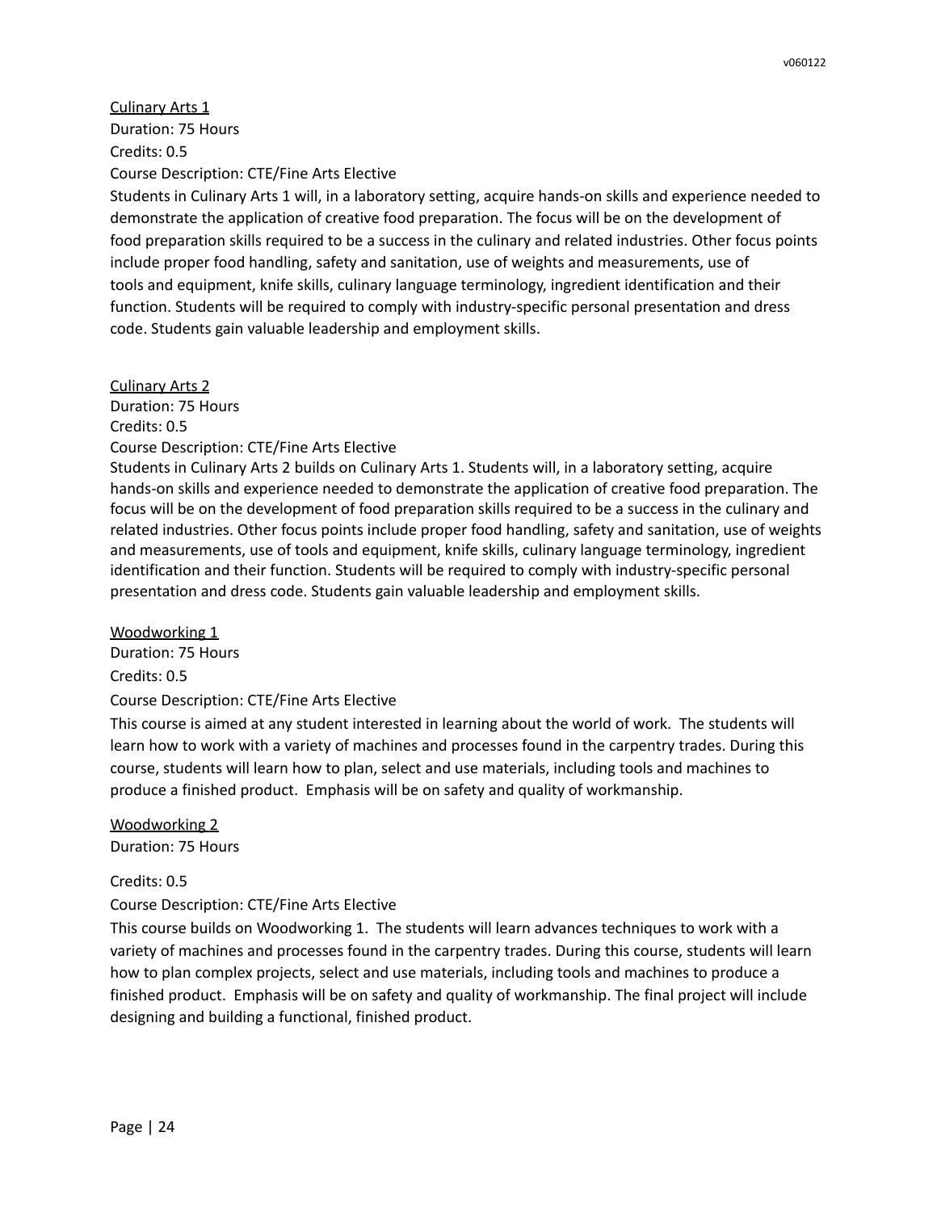<u>Culinary Arts 1</u>
Duration: 75 Hours
Credits: 0.5
Course Description: CTE/Fine Arts Elective
Students in Culinary Arts 1 will, in a laboratory setting, acquire hands-on skills and experience needed to demonstrate the application of creative food preparation. The focus will be on the development of food preparation skills required to be a success in the culinary and related industries. Other focus points include proper food handling, safety and sanitation, use of weights and measurements, use of tools and equipment, knife skills, culinary language terminology, ingredient identification and their function. Students will be required to comply with industry-specific personal presentation and dress code. Students gain valuable leadership and employment skills.

<u>Culinary Arts 2</u>
Duration: 75 Hours
Credits: 0.5
Course Description: CTE/Fine Arts Elective
Students in Culinary Arts 2 builds on Culinary Arts 1. Students will, in a laboratory setting, acquire hands-on skills and experience needed to demonstrate the application of creative food preparation. The focus will be on the development of food preparation skills required to be a success in the culinary and related industries. Other focus points include proper food handling, safety and sanitation, use of weights and measurements, use of tools and equipment, knife skills, culinary language terminology, ingredient identification and their function. Students will be required to comply with industry-specific personal presentation and dress code. Students gain valuable leadership and employment skills.

<u>Woodworking 1</u>
Duration: 75 Hours
Credits: 0.5
Course Description: CTE/Fine Arts Elective
This course is aimed at any student interested in learning about the world of work. The students will learn how to work with a variety of machines and processes found in the carpentry trades. During this course, students will learn how to plan, select and use materials, including tools and machines to produce a finished product. Emphasis will be on safety and quality of workmanship.

<u>Woodworking 2</u>
Duration: 75 Hours

Credits: 0.5
Course Description: CTE/Fine Arts Elective
This course builds on Woodworking 1. The students will learn advances techniques to work with a variety of machines and processes found in the carpentry trades. During this course, students will learn how to plan complex projects, select and use materials, including tools and machines to produce a finished product. Emphasis will be on safety and quality of workmanship. The final project will include designing and building a functional, finished product.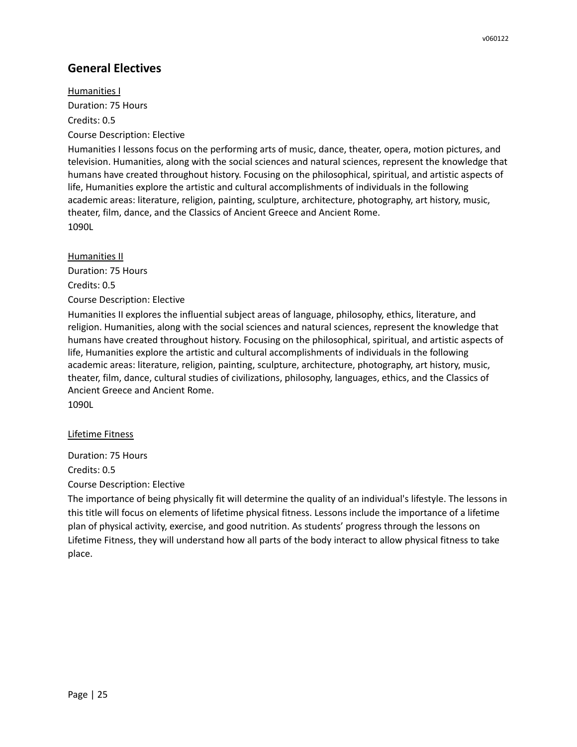## General Electives

Humanities I

Duration: 75 Hours

Credits: 0.5

Course Description: Elective

Humanities I lessons focus on the performing arts of music, dance, theater, opera, motion pictures, and television. Humanities, along with the social sciences and natural sciences, represent the knowledge that humans have created throughout history. Focusing on the philosophical, spiritual, and artistic aspects of life, Humanities explore the artistic and cultural accomplishments of individuals in the following academic areas: literature, religion, painting, sculpture, architecture, photography, art history, music, theater, film, dance, and the Classics of Ancient Greece and Ancient Rome.

1090L

Humanities II

Duration: 75 Hours

Credits: 0.5

Course Description: Elective

Humanities II explores the influential subject areas of language, philosophy, ethics, literature, and religion. Humanities, along with the social sciences and natural sciences, represent the knowledge that humans have created throughout history. Focusing on the philosophical, spiritual, and artistic aspects of life, Humanities explore the artistic and cultural accomplishments of individuals in the following academic areas: literature, religion, painting, sculpture, architecture, photography, art history, music, theater, film, dance, cultural studies of civilizations, philosophy, languages, ethics, and the Classics of Ancient Greece and Ancient Rome.

1090L

Lifetime Fitness

Duration: 75 Hours

Credits: 0.5

Course Description: Elective

The importance of being physically fit will determine the quality of an individual's lifestyle. The lessons in this title will focus on elements of lifetime physical fitness. Lessons include the importance of a lifetime plan of physical activity, exercise, and good nutrition. As students' progress through the lessons on Lifetime Fitness, they will understand how all parts of the body interact to allow physical fitness to take place.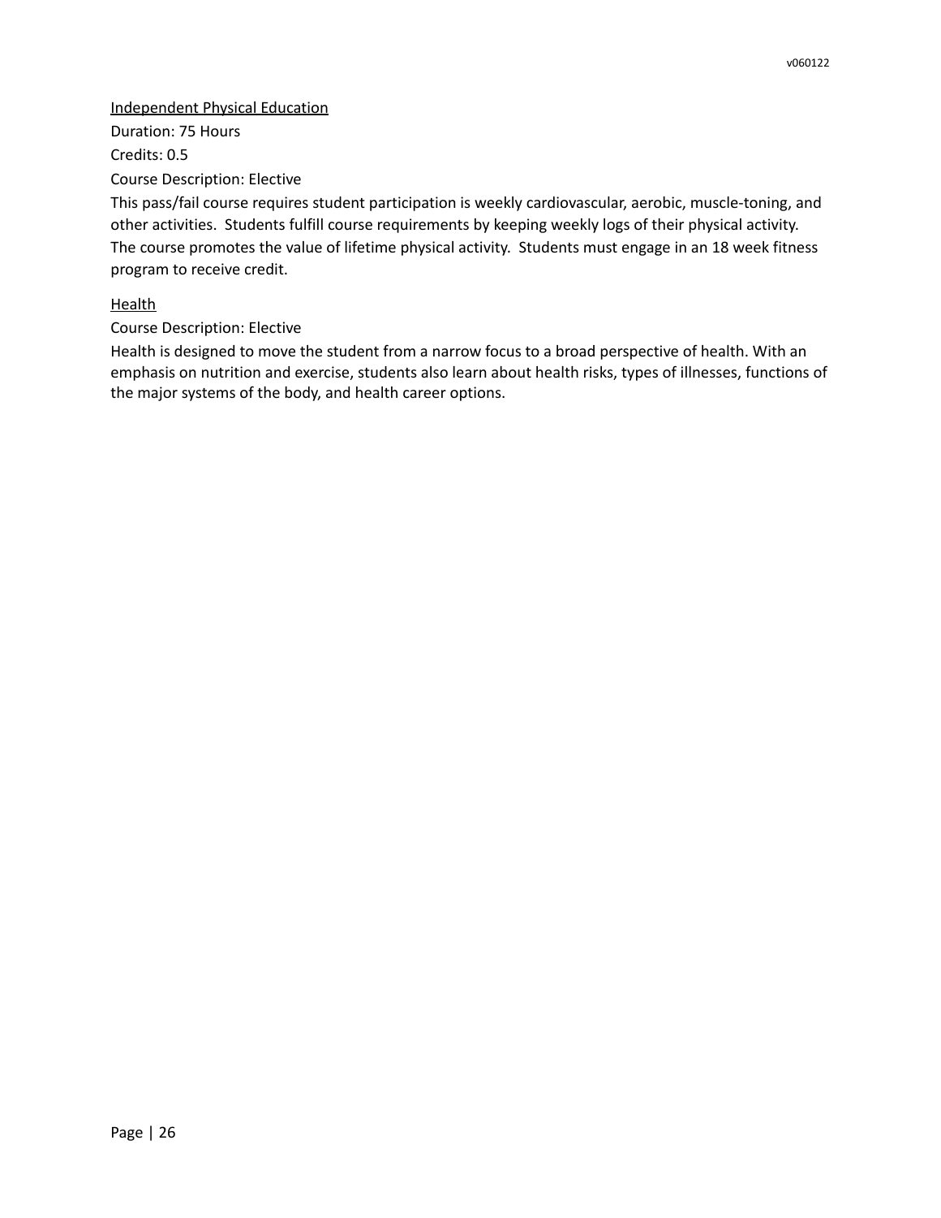<u>Independent Physical Education</u>

Duration: 75 Hours

Credits: 0.5

Course Description: Elective

This pass/fail course requires student participation is weekly cardiovascular, aerobic, muscle-toning, and other activities. Students fulfill course requirements by keeping weekly logs of their physical activity. The course promotes the value of lifetime physical activity. Students must engage in an 18 week fitness program to receive credit.

<u>Health</u>

Course Description: Elective

Health is designed to move the student from a narrow focus to a broad perspective of health. With an emphasis on nutrition and exercise, students also learn about health risks, types of illnesses, functions of the major systems of the body, and health career options.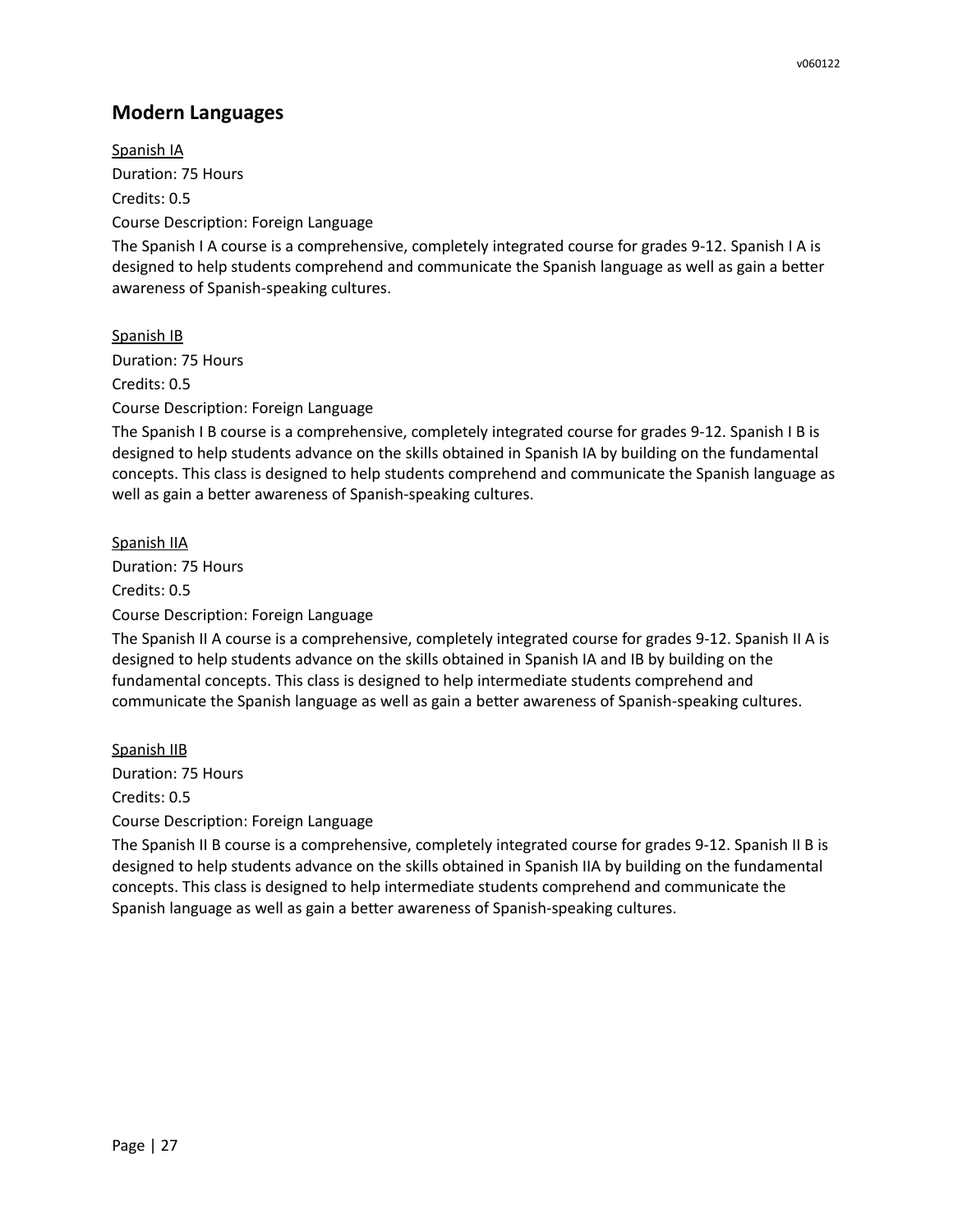## Modern Languages

Spanish IA

Duration: 75 Hours

Credits: 0.5

Course Description: Foreign Language

The Spanish I A course is a comprehensive, completely integrated course for grades 9-12. Spanish I A is designed to help students comprehend and communicate the Spanish language as well as gain a better awareness of Spanish-speaking cultures.

Spanish IB

Duration: 75 Hours

Credits: 0.5

Course Description: Foreign Language

The Spanish I B course is a comprehensive, completely integrated course for grades 9-12. Spanish I B is designed to help students advance on the skills obtained in Spanish IA by building on the fundamental concepts. This class is designed to help students comprehend and communicate the Spanish language as well as gain a better awareness of Spanish-speaking cultures.

Spanish IIA

Duration: 75 Hours

Credits: 0.5

Course Description: Foreign Language

The Spanish II A course is a comprehensive, completely integrated course for grades 9-12. Spanish II A is designed to help students advance on the skills obtained in Spanish IA and IB by building on the fundamental concepts. This class is designed to help intermediate students comprehend and communicate the Spanish language as well as gain a better awareness of Spanish-speaking cultures.

Spanish IIB

Duration: 75 Hours

Credits: 0.5

Course Description: Foreign Language

The Spanish II B course is a comprehensive, completely integrated course for grades 9-12. Spanish II B is designed to help students advance on the skills obtained in Spanish IIA by building on the fundamental concepts. This class is designed to help intermediate students comprehend and communicate the Spanish language as well as gain a better awareness of Spanish-speaking cultures.